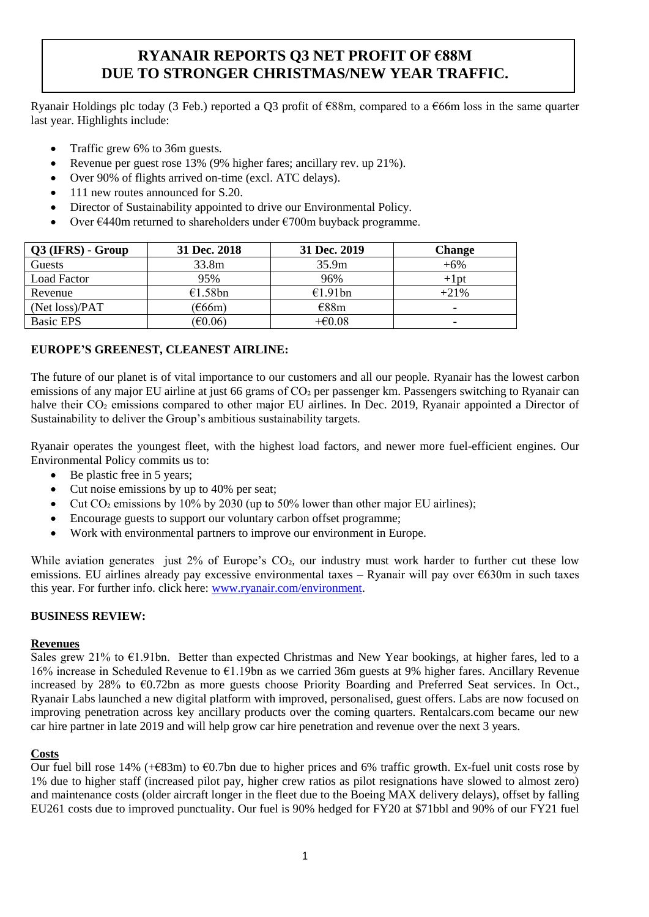# RYANAIR REPORTS Q3 NET PROFIT OF €88M DUE TO STRONGER CHRISTMAS/NEW YEAR TRAFFIC.

Ryanair Holdings plc today (3 Feb.) reported a Q3 profit of €88m, compared to a €66m loss in the same quarter last year. Highlights include:

- Traffic grew 6% to 36m guests.
- Revenue per guest rose 13% (9% higher fares; ancillary rev. up 21%).
- Over 90% of flights arrived on-time (excl. ATC delays).
- 111 new routes announced for S.20.
- Director of Sustainability appointed to drive our Environmental Policy.
- Over €440m returned to shareholders under €700m buyback programme.

| Q3 (IFRS) - Group | 31 Dec. 2018 | 31 Dec. 2019 | Change |
|---|---|---|---|
| Guests | 33.8m | 35.9m | +6% |
| Load Factor | 95% | 96% | +1pt |
| Revenue | €1.58bn | €1.91bn | +21% |
| (Net loss)/PAT | (€66m) | €88m | - |
| Basic EPS | (€0.06) | +€0.08 | - |

**EUROPE'S GREENEST, CLEANEST AIRLINE:**

The future of our planet is of vital importance to our customers and all our people. Ryanair has the lowest carbon emissions of any major EU airline at just 66 grams of $CO_2$ per passenger km. Passengers switching to Ryanair can halve their $CO_2$ emissions compared to other major EU airlines. In Dec. 2019, Ryanair appointed a Director of Sustainability to deliver the Group's ambitious sustainability targets.

Ryanair operates the youngest fleet, with the highest load factors, and newer more fuel-efficient engines. Our Environmental Policy commits us to:

- Be plastic free in 5 years;
- Cut noise emissions by up to 40% per seat;
- Cut $CO_2$ emissions by 10% by 2030 (up to 50% lower than other major EU airlines);
- Encourage guests to support our voluntary carbon offset programme;
- Work with environmental partners to improve our environment in Europe.

While aviation generates just 2% of Europe's $CO_2$, our industry must work harder to further cut these low emissions. EU airlines already pay excessive environmental taxes – Ryanair will pay over €630m in such taxes this year. For further info. click here: www.ryanair.com/environment.

**BUSINESS REVIEW:**

**Revenues**

Sales grew 21% to €1.91bn. Better than expected Christmas and New Year bookings, at higher fares, led to a 16% increase in Scheduled Revenue to €1.19bn as we carried 36m guests at 9% higher fares. Ancillary Revenue increased by 28% to €0.72bn as more guests choose Priority Boarding and Preferred Seat services. In Oct., Ryanair Labs launched a new digital platform with improved, personalised, guest offers. Labs are now focused on improving penetration across key ancillary products over the coming quarters. Rentalcars.com became our new car hire partner in late 2019 and will help grow car hire penetration and revenue over the next 3 years.

**Costs**

Our fuel bill rose 14% (+€83m) to €0.7bn due to higher prices and 6% traffic growth. Ex-fuel unit costs rose by 1% due to higher staff (increased pilot pay, higher crew ratios as pilot resignations have slowed to almost zero) and maintenance costs (older aircraft longer in the fleet due to the Boeing MAX delivery delays), offset by falling EU261 costs due to improved punctuality. Our fuel is 90% hedged for FY20 at $71bbl and 90% of our FY21 fuel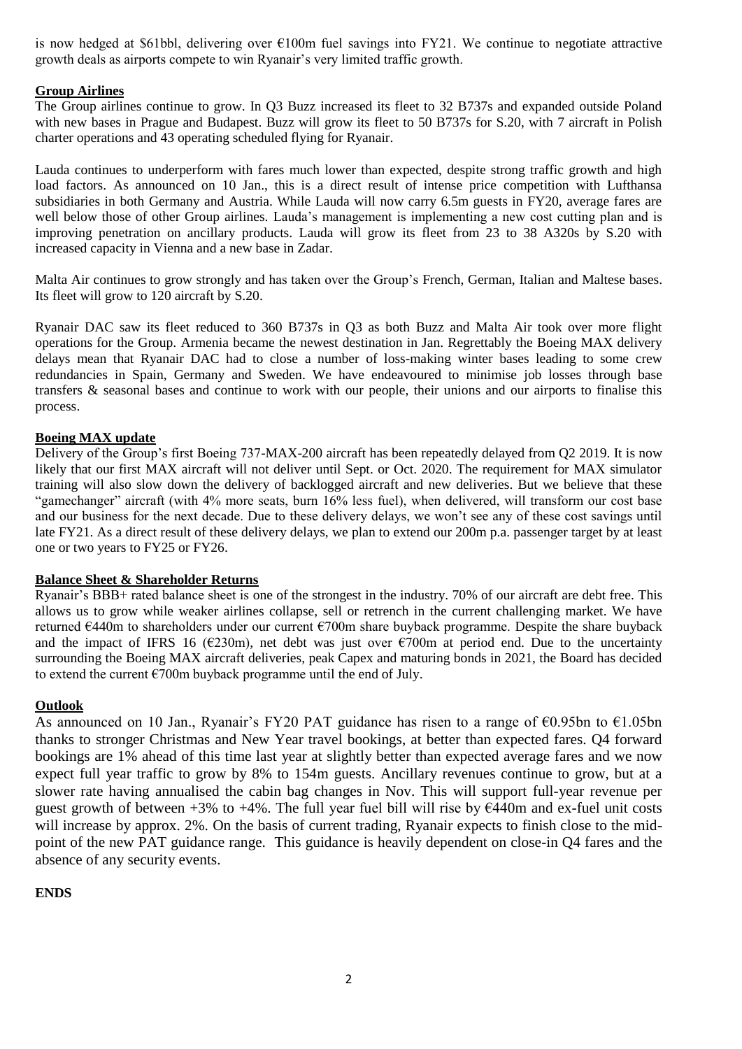is now hedged at $61bbl, delivering over €100m fuel savings into FY21. We continue to negotiate attractive growth deals as airports compete to win Ryanair's very limited traffic growth.

**Group Airlines**

The Group airlines continue to grow. In Q3 Buzz increased its fleet to 32 B737s and expanded outside Poland with new bases in Prague and Budapest. Buzz will grow its fleet to 50 B737s for S.20, with 7 aircraft in Polish charter operations and 43 operating scheduled flying for Ryanair.

Lauda continues to underperform with fares much lower than expected, despite strong traffic growth and high load factors. As announced on 10 Jan., this is a direct result of intense price competition with Lufthansa subsidiaries in both Germany and Austria. While Lauda will now carry 6.5m guests in FY20, average fares are well below those of other Group airlines. Lauda's management is implementing a new cost cutting plan and is improving penetration on ancillary products. Lauda will grow its fleet from 23 to 38 A320s by S.20 with increased capacity in Vienna and a new base in Zadar.

Malta Air continues to grow strongly and has taken over the Group's French, German, Italian and Maltese bases. Its fleet will grow to 120 aircraft by S.20.

Ryanair DAC saw its fleet reduced to 360 B737s in Q3 as both Buzz and Malta Air took over more flight operations for the Group. Armenia became the newest destination in Jan. Regrettably the Boeing MAX delivery delays mean that Ryanair DAC had to close a number of loss-making winter bases leading to some crew redundancies in Spain, Germany and Sweden. We have endeavoured to minimise job losses through base transfers & seasonal bases and continue to work with our people, their unions and our airports to finalise this process.

**Boeing MAX update**

Delivery of the Group's first Boeing 737-MAX-200 aircraft has been repeatedly delayed from Q2 2019. It is now likely that our first MAX aircraft will not deliver until Sept. or Oct. 2020. The requirement for MAX simulator training will also slow down the delivery of backlogged aircraft and new deliveries. But we believe that these "gamechanger" aircraft (with 4% more seats, burn 16% less fuel), when delivered, will transform our cost base and our business for the next decade. Due to these delivery delays, we won't see any of these cost savings until late FY21. As a direct result of these delivery delays, we plan to extend our 200m p.a. passenger target by at least one or two years to FY25 or FY26.

**Balance Sheet & Shareholder Returns**

Ryanair's BBB+ rated balance sheet is one of the strongest in the industry. 70% of our aircraft are debt free. This allows us to grow while weaker airlines collapse, sell or retrench in the current challenging market. We have returned €440m to shareholders under our current €700m share buyback programme. Despite the share buyback and the impact of IFRS 16 (€230m), net debt was just over €700m at period end. Due to the uncertainty surrounding the Boeing MAX aircraft deliveries, peak Capex and maturing bonds in 2021, the Board has decided to extend the current €700m buyback programme until the end of July.

**Outlook**

As announced on 10 Jan., Ryanair's FY20 PAT guidance has risen to a range of €0.95bn to €1.05bn thanks to stronger Christmas and New Year travel bookings, at better than expected fares. Q4 forward bookings are 1% ahead of this time last year at slightly better than expected average fares and we now expect full year traffic to grow by 8% to 154m guests. Ancillary revenues continue to grow, but at a slower rate having annualised the cabin bag changes in Nov. This will support full-year revenue per guest growth of between +3% to +4%. The full year fuel bill will rise by €440m and ex-fuel unit costs will increase by approx. 2%. On the basis of current trading, Ryanair expects to finish close to the mid-point of the new PAT guidance range. This guidance is heavily dependent on close-in Q4 fares and the absence of any security events.

**ENDS**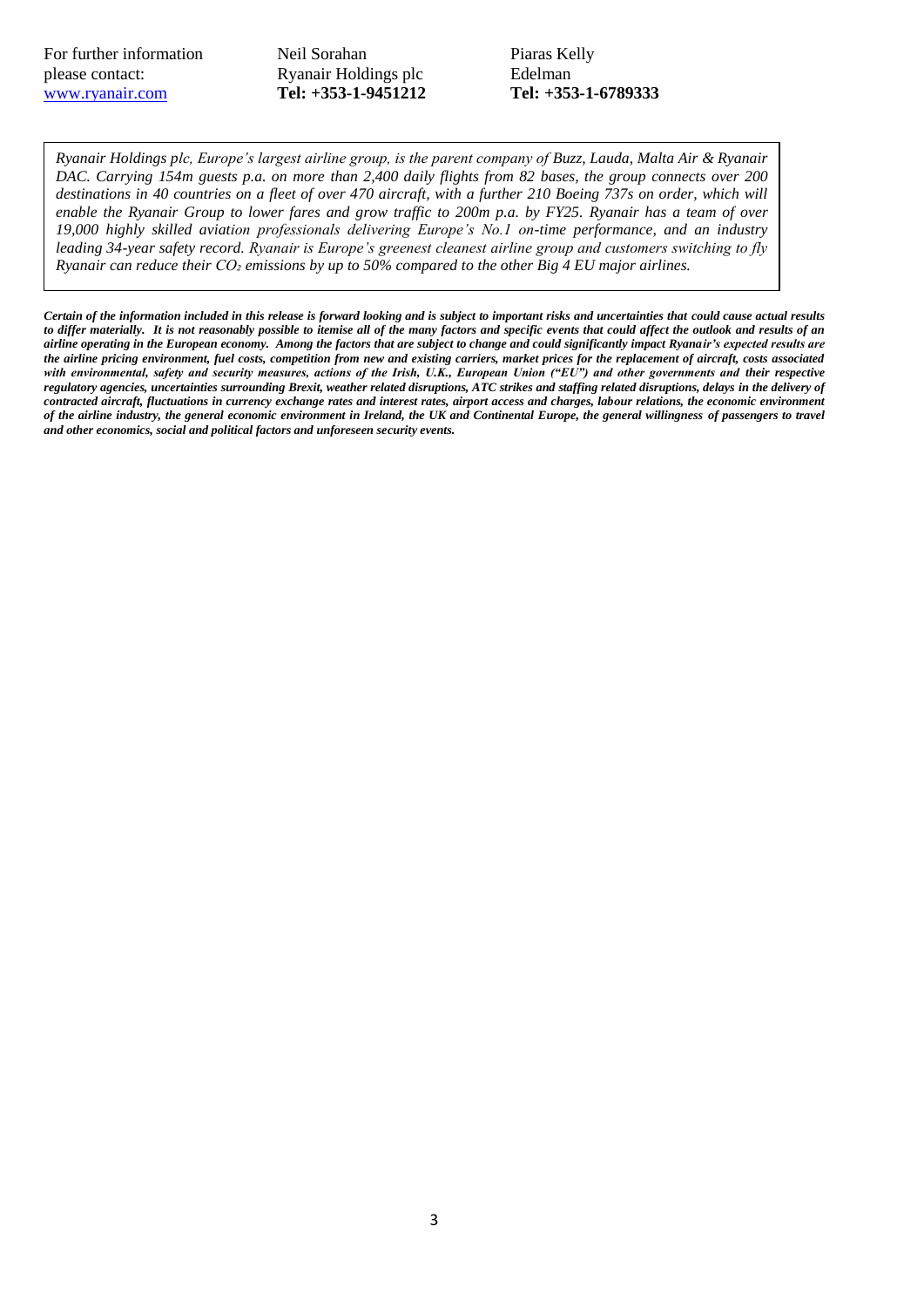| For further information please contact: | Neil Sorahan | Piaras Kelly |
|---|---|---|
| www.ryanair.com | Ryanair Holdings plc | Edelman |
| | **Tel: +353-1-9451212** | **Tel: +353-1-6789333** |

*Ryanair Holdings plc, Europe's largest airline group, is the parent company of Buzz, Lauda, Malta Air & Ryanair DAC. Carrying 154m guests p.a. on more than 2,400 daily flights from 82 bases, the group connects over 200 destinations in 40 countries on a fleet of over 470 aircraft, with a further 210 Boeing 737s on order, which will enable the Ryanair Group to lower fares and grow traffic to 200m p.a. by FY25. Ryanair has a team of over 19,000 highly skilled aviation professionals delivering Europe's No.1 on-time performance, and an industry leading 34-year safety record. Ryanair is Europe's greenest cleanest airline group and customers switching to fly Ryanair can reduce their $CO_2$ emissions by up to 50% compared to the other Big 4 EU major airlines.*

***Certain of the information included in this release is forward looking and is subject to important risks and uncertainties that could cause actual results to differ materially. It is not reasonably possible to itemise all of the many factors and specific events that could affect the outlook and results of an airline operating in the European economy. Among the factors that are subject to change and could significantly impact Ryanair's expected results are the airline pricing environment, fuel costs, competition from new and existing carriers, market prices for the replacement of aircraft, costs associated with environmental, safety and security measures, actions of the Irish, U.K., European Union ("EU") and other governments and their respective regulatory agencies, uncertainties surrounding Brexit, weather related disruptions, ATC strikes and staffing related disruptions, delays in the delivery of contracted aircraft, fluctuations in currency exchange rates and interest rates, airport access and charges, labour relations, the economic environment of the airline industry, the general economic environment in Ireland, the UK and Continental Europe, the general willingness of passengers to travel and other economics, social and political factors and unforeseen security events.***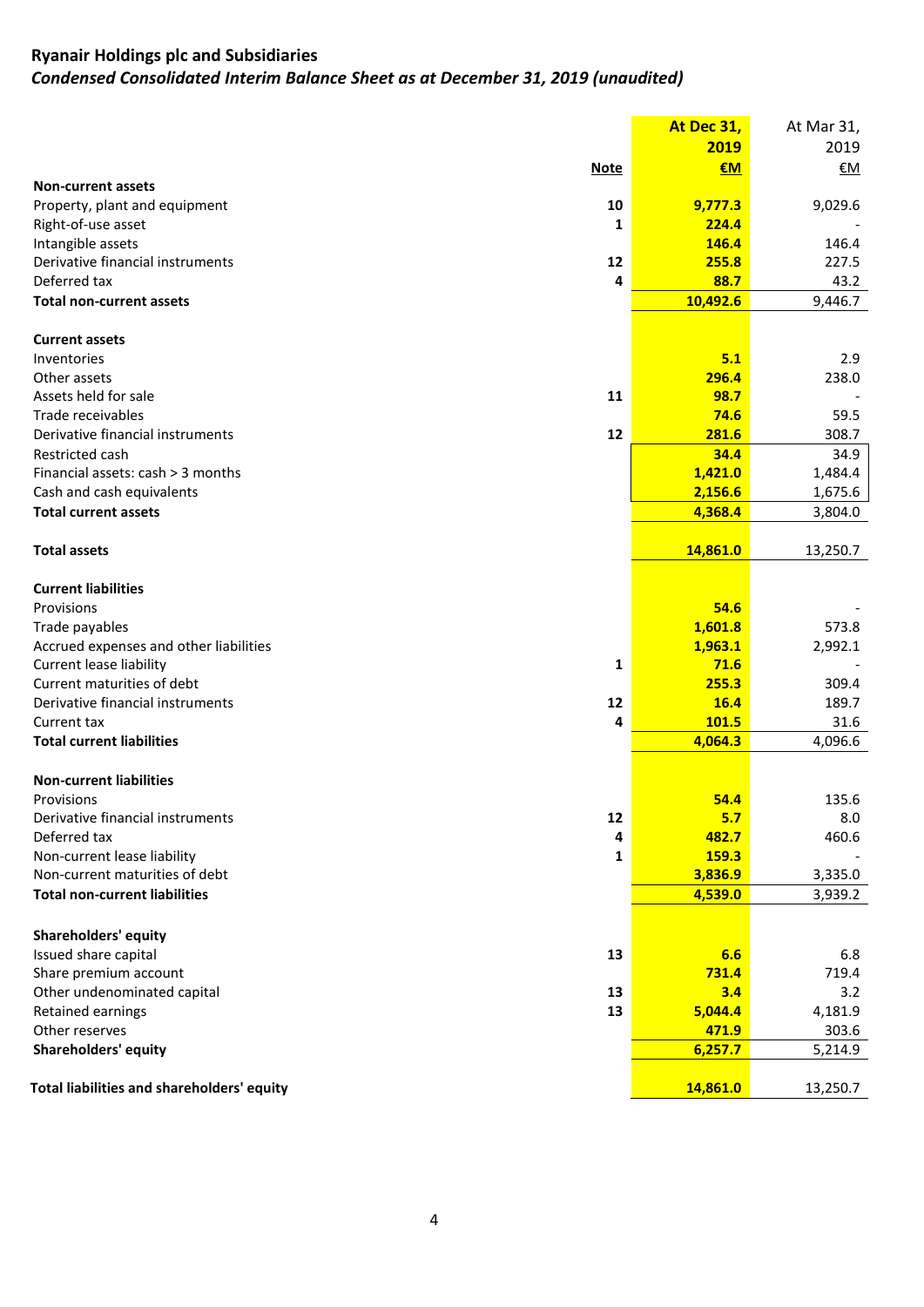## Ryanair Holdings plc and Subsidiaries

### *Condensed Consolidated Interim Balance Sheet as at December 31, 2019 (unaudited)*

| | Note | At Dec 31, 2019 €M | At Mar 31, 2019 €M |
|---|---|---|---|
| **Non-current assets** | | | |
| Property, plant and equipment | 10 | **9,777.3** | 9,029.6 |
| Right-of-use asset | 1 | **224.4** | - |
| Intangible assets | | **146.4** | 146.4 |
| Derivative financial instruments | 12 | **255.8** | 227.5 |
| Deferred tax | 4 | **88.7** | 43.2 |
| **Total non-current assets** | | **10,492.6** | 9,446.7 |
| | | | |
| **Current assets** | | | |
| Inventories | | **5.1** | 2.9 |
| Other assets | | **296.4** | 238.0 |
| Assets held for sale | 11 | **98.7** | - |
| Trade receivables | | **74.6** | 59.5 |
| Derivative financial instruments | 12 | **281.6** | 308.7 |
| Restricted cash | | **34.4** | 34.9 |
| Financial assets: cash > 3 months | | **1,421.0** | 1,484.4 |
| Cash and cash equivalents | | **2,156.6** | 1,675.6 |
| **Total current assets** | | **4,368.4** | 3,804.0 |
| | | | |
| **Total assets** | | **14,861.0** | 13,250.7 |
| | | | |
| **Current liabilities** | | | |
| Provisions | | **54.6** | - |
| Trade payables | | **1,601.8** | 573.8 |
| Accrued expenses and other liabilities | | **1,963.1** | 2,992.1 |
| Current lease liability | 1 | **71.6** | - |
| Current maturities of debt | | **255.3** | 309.4 |
| Derivative financial instruments | 12 | **16.4** | 189.7 |
| Current tax | 4 | **101.5** | 31.6 |
| **Total current liabilities** | | **4,064.3** | 4,096.6 |
| | | | |
| **Non-current liabilities** | | | |
| Provisions | | **54.4** | 135.6 |
| Derivative financial instruments | 12 | **5.7** | 8.0 |
| Deferred tax | 4 | **482.7** | 460.6 |
| Non-current lease liability | 1 | **159.3** | - |
| Non-current maturities of debt | | **3,836.9** | 3,335.0 |
| **Total non-current liabilities** | | **4,539.0** | 3,939.2 |
| | | | |
| **Shareholders' equity** | | | |
| Issued share capital | 13 | **6.6** | 6.8 |
| Share premium account | | **731.4** | 719.4 |
| Other undenominated capital | 13 | **3.4** | 3.2 |
| Retained earnings | 13 | **5,044.4** | 4,181.9 |
| Other reserves | | **471.9** | 303.6 |
| **Shareholders' equity** | | **6,257.7** | 5,214.9 |
| | | | |
| **Total liabilities and shareholders' equity** | | **14,861.0** | 13,250.7 |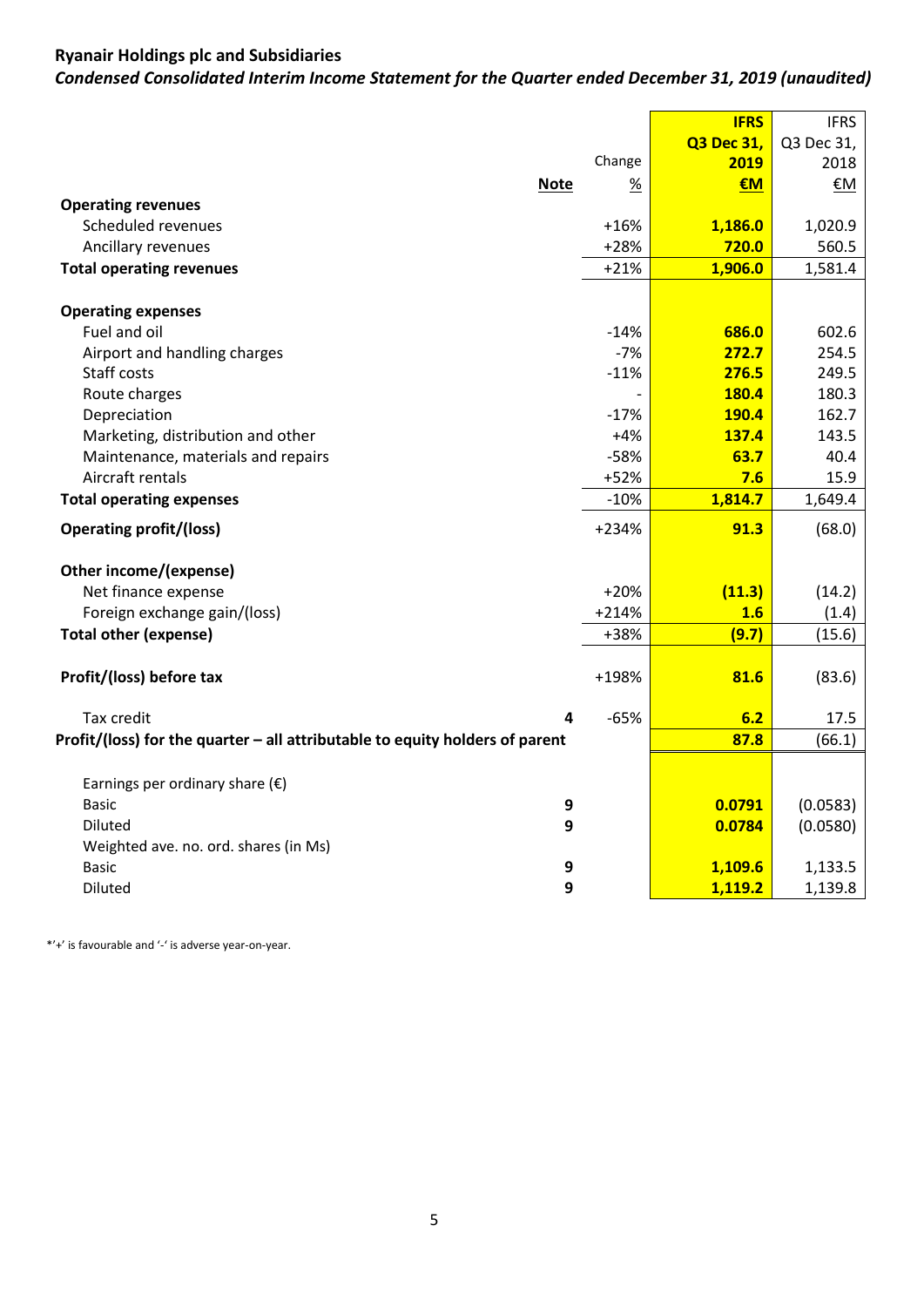**Ryanair Holdings plc and Subsidiaries**

***Condensed Consolidated Interim Income Statement for the Quarter ended December 31, 2019 (unaudited)***

| | Note | Change % | IFRS Q3 Dec 31, 2019 €M | IFRS Q3 Dec 31, 2018 €M |
|---|---|---|---|---|
| **Operating revenues** | | | | |
| Scheduled revenues | | +16% | **1,186.0** | 1,020.9 |
| Ancillary revenues | | +28% | **720.0** | 560.5 |
| **Total operating revenues** | | +21% | **1,906.0** | 1,581.4 |
| | | | | |
| **Operating expenses** | | | | |
| Fuel and oil | | -14% | **686.0** | 602.6 |
| Airport and handling charges | | -7% | **272.7** | 254.5 |
| Staff costs | | -11% | **276.5** | 249.5 |
| Route charges | | - | **180.4** | 180.3 |
| Depreciation | | -17% | **190.4** | 162.7 |
| Marketing, distribution and other | | +4% | **137.4** | 143.5 |
| Maintenance, materials and repairs | | -58% | **63.7** | 40.4 |
| Aircraft rentals | | +52% | **7.6** | 15.9 |
| **Total operating expenses** | | -10% | **1,814.7** | 1,649.4 |
| **Operating profit/(loss)** | | +234% | **91.3** | (68.0) |
| | | | | |
| **Other income/(expense)** | | | | |
| Net finance expense | | +20% | **(11.3)** | (14.2) |
| Foreign exchange gain/(loss) | | +214% | **1.6** | (1.4) |
| **Total other (expense)** | | +38% | **(9.7)** | (15.6) |
| | | | | |
| **Profit/(loss) before tax** | | +198% | **81.6** | (83.6) |
| | | | | |
| Tax credit | 4 | -65% | **6.2** | 17.5 |
| **Profit/(loss) for the quarter – all attributable to equity holders of parent** | | | **87.8** | (66.1) |
| | | | | |
| Earnings per ordinary share (€) | | | | |
| Basic | 9 | | **0.0791** | (0.0583) |
| Diluted | 9 | | **0.0784** | (0.0580) |
| Weighted ave. no. ord. shares (in Ms) | | | | |
| Basic | 9 | | **1,109.6** | 1,133.5 |
| Diluted | 9 | | **1,119.2** | 1,139.8 |

*'+' is favourable and '-' is adverse year-on-year.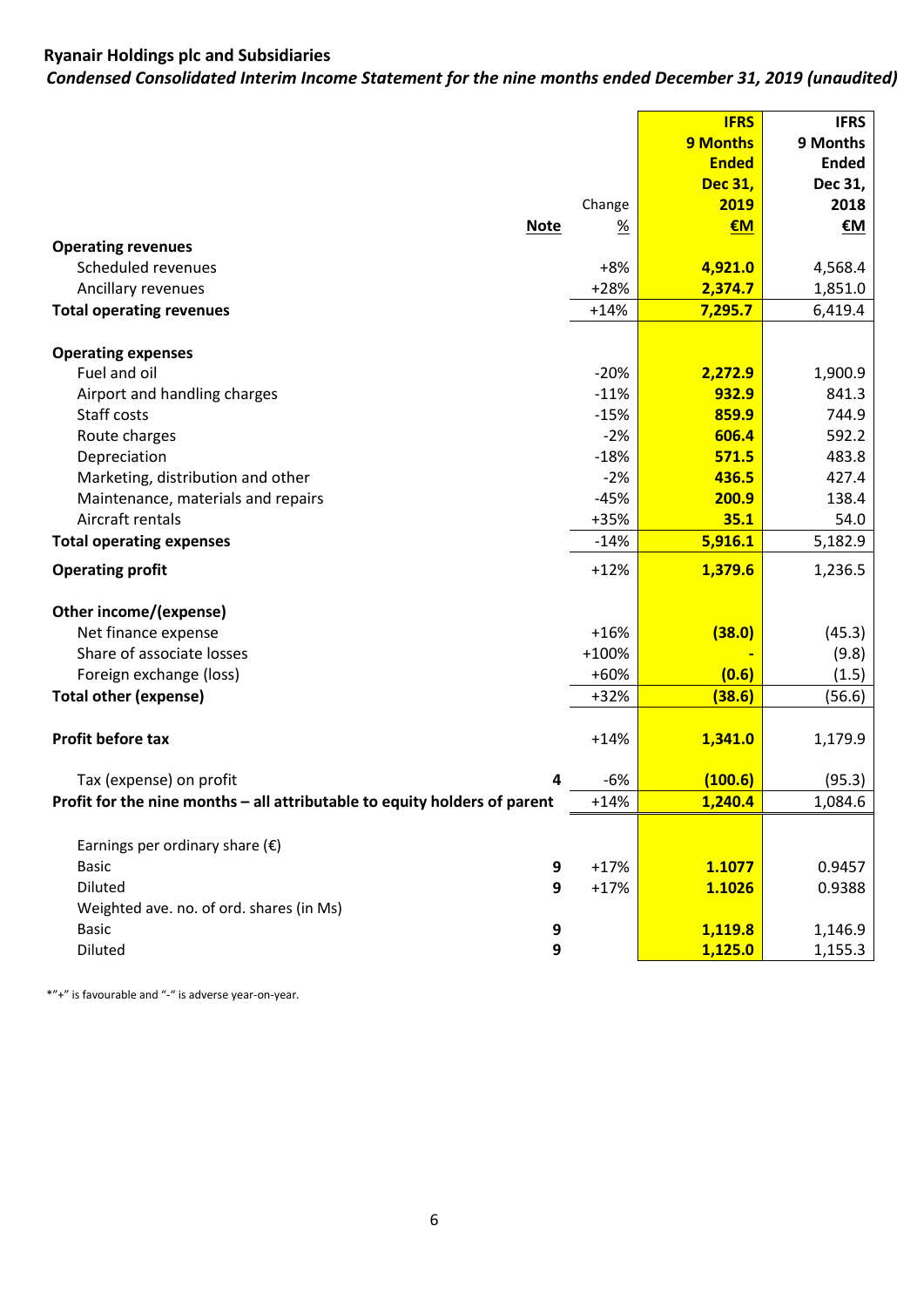**Ryanair Holdings plc and Subsidiaries**

***Condensed Consolidated Interim Income Statement for the nine months ended December 31, 2019 (unaudited)***

| | Note | Change % | IFRS 9 Months Ended Dec 31, 2019 €M | IFRS 9 Months Ended Dec 31, 2018 €M |
|---|---|---|---|---|
| **Operating revenues** | | | | |
| Scheduled revenues | | +8% | **4,921.0** | 4,568.4 |
| Ancillary revenues | | +28% | **2,374.7** | 1,851.0 |
| **Total operating revenues** | | +14% | **7,295.7** | 6,419.4 |
| | | | | |
| **Operating expenses** | | | | |
| Fuel and oil | | -20% | **2,272.9** | 1,900.9 |
| Airport and handling charges | | -11% | **932.9** | 841.3 |
| Staff costs | | -15% | **859.9** | 744.9 |
| Route charges | | -2% | **606.4** | 592.2 |
| Depreciation | | -18% | **571.5** | 483.8 |
| Marketing, distribution and other | | -2% | **436.5** | 427.4 |
| Maintenance, materials and repairs | | -45% | **200.9** | 138.4 |
| Aircraft rentals | | +35% | **35.1** | 54.0 |
| **Total operating expenses** | | -14% | **5,916.1** | 5,182.9 |
| **Operating profit** | | +12% | **1,379.6** | 1,236.5 |
| | | | | |
| **Other income/(expense)** | | | | |
| Net finance expense | | +16% | **(38.0)** | (45.3) |
| Share of associate losses | | +100% | **-** | (9.8) |
| Foreign exchange (loss) | | +60% | **(0.6)** | (1.5) |
| **Total other (expense)** | | +32% | **(38.6)** | (56.6) |
| | | | | |
| **Profit before tax** | | +14% | **1,341.0** | 1,179.9 |
| | | | | |
| Tax (expense) on profit | 4 | -6% | **(100.6)** | (95.3) |
| **Profit for the nine months – all attributable to equity holders of parent** | | +14% | **1,240.4** | 1,084.6 |
| | | | | |
| Earnings per ordinary share (€) | | | | |
| Basic | 9 | +17% | **1.1077** | 0.9457 |
| Diluted | 9 | +17% | **1.1026** | 0.9388 |
| Weighted ave. no. of ord. shares (in Ms) | | | | |
| Basic | 9 | | **1,119.8** | 1,146.9 |
| Diluted | 9 | | **1,125.0** | 1,155.3 |

*"+" is favourable and "-" is adverse year-on-year.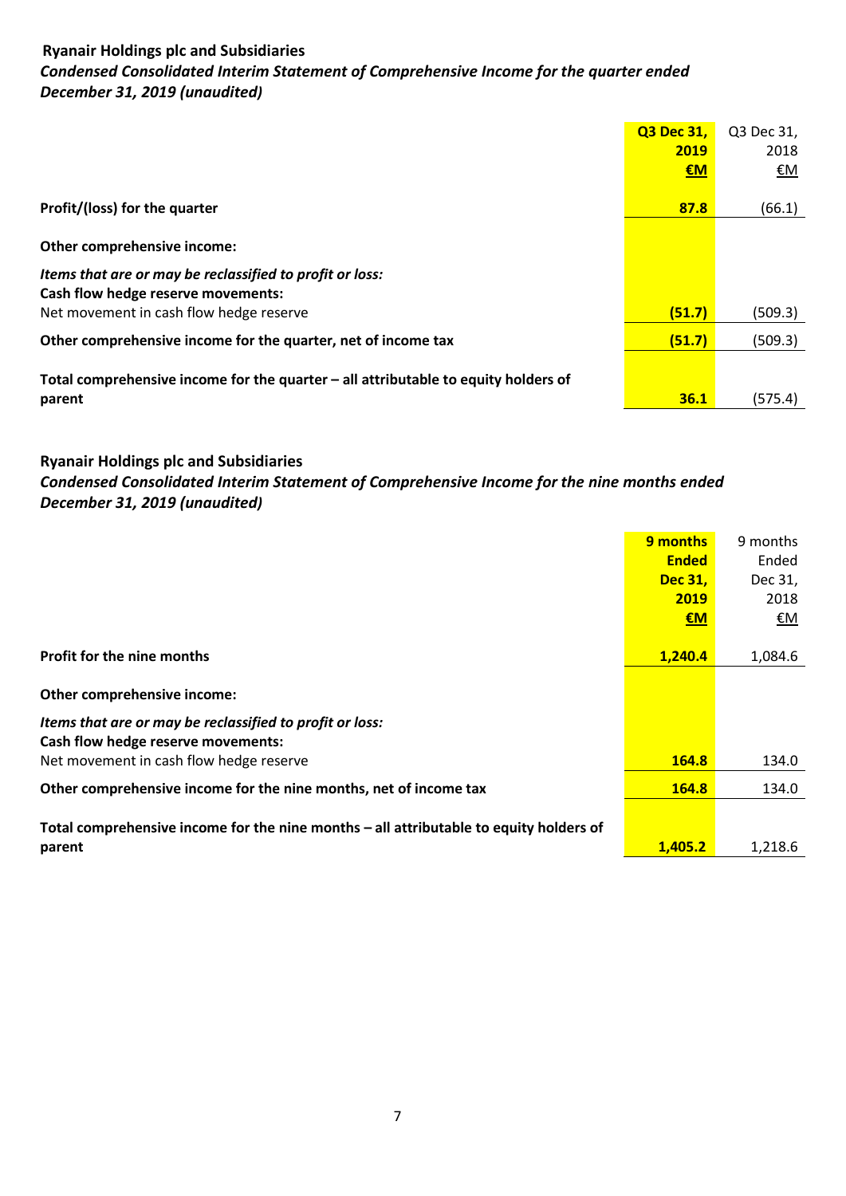**Ryanair Holdings plc and Subsidiaries**

***Condensed Consolidated Interim Statement of Comprehensive Income for the quarter ended December 31, 2019 (unaudited)***

| | **Q3 Dec 31, 2019 €M** | Q3 Dec 31, 2018 €M |
|---|---|---|
| **Profit/(loss) for the quarter** | **87.8** | (66.1) |
| **Other comprehensive income:** | | |
| ***Items that are or may be reclassified to profit or loss:*** | | |
| **Cash flow hedge reserve movements:** | | |
| Net movement in cash flow hedge reserve | **(51.7)** | (509.3) |
| **Other comprehensive income for the quarter, net of income tax** | **(51.7)** | (509.3) |
| **Total comprehensive income for the quarter – all attributable to equity holders of parent** | **36.1** | (575.4) |

**Ryanair Holdings plc and Subsidiaries**

***Condensed Consolidated Interim Statement of Comprehensive Income for the nine months ended December 31, 2019 (unaudited)***

| | **9 months Ended Dec 31, 2019 €M** | 9 months Ended Dec 31, 2018 €M |
|---|---|---|
| **Profit for the nine months** | **1,240.4** | 1,084.6 |
| **Other comprehensive income:** | | |
| ***Items that are or may be reclassified to profit or loss:*** | | |
| **Cash flow hedge reserve movements:** | | |
| Net movement in cash flow hedge reserve | **164.8** | 134.0 |
| **Other comprehensive income for the nine months, net of income tax** | **164.8** | 134.0 |
| **Total comprehensive income for the nine months – all attributable to equity holders of parent** | **1,405.2** | 1,218.6 |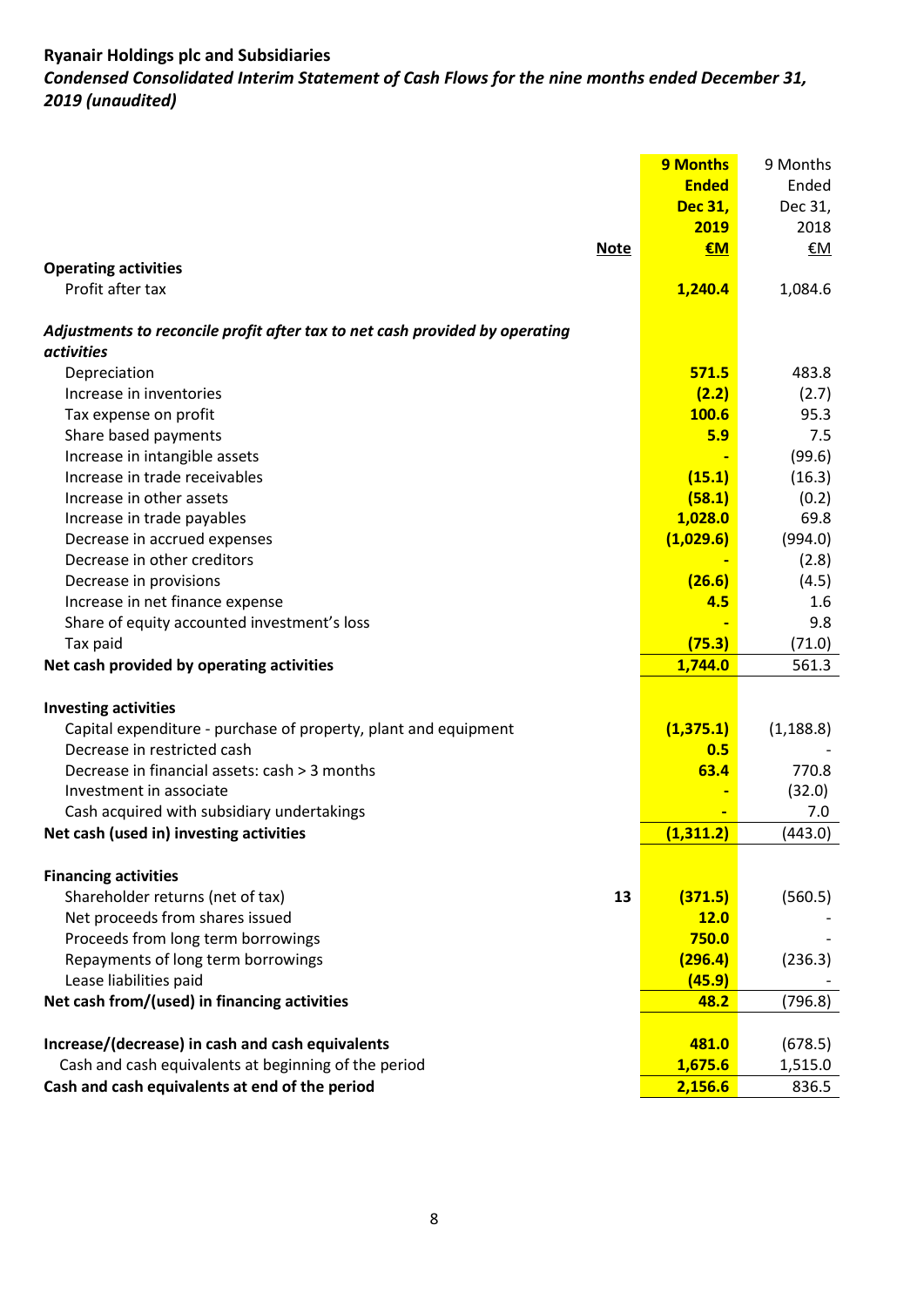**Ryanair Holdings plc and Subsidiaries**

***Condensed Consolidated Interim Statement of Cash Flows for the nine months ended December 31, 2019 (unaudited)***

| | Note | **9 Months Ended Dec 31, 2019 €M** | 9 Months Ended Dec 31, 2018 €M |
|---|---|---|---|
| **Operating activities** | | | |
| Profit after tax | | **1,240.4** | 1,084.6 |
| | | | |
| ***Adjustments to reconcile profit after tax to net cash provided by operating activities*** | | | |
| Depreciation | | **571.5** | 483.8 |
| Increase in inventories | | **(2.2)** | (2.7) |
| Tax expense on profit | | **100.6** | 95.3 |
| Share based payments | | **5.9** | 7.5 |
| Increase in intangible assets | | **-** | (99.6) |
| Increase in trade receivables | | **(15.1)** | (16.3) |
| Increase in other assets | | **(58.1)** | (0.2) |
| Increase in trade payables | | **1,028.0** | 69.8 |
| Decrease in accrued expenses | | **(1,029.6)** | (994.0) |
| Decrease in other creditors | | **-** | (2.8) |
| Decrease in provisions | | **(26.6)** | (4.5) |
| Increase in net finance expense | | **4.5** | 1.6 |
| Share of equity accounted investment's loss | | **-** | 9.8 |
| Tax paid | | **(75.3)** | (71.0) |
| **Net cash provided by operating activities** | | **1,744.0** | 561.3 |
| | | | |
| **Investing activities** | | | |
| Capital expenditure - purchase of property, plant and equipment | | **(1,375.1)** | (1,188.8) |
| Decrease in restricted cash | | **0.5** | - |
| Decrease in financial assets: cash > 3 months | | **63.4** | 770.8 |
| Investment in associate | | **-** | (32.0) |
| Cash acquired with subsidiary undertakings | | **-** | 7.0 |
| **Net cash (used in) investing activities** | | **(1,311.2)** | (443.0) |
| | | | |
| **Financing activities** | | | |
| Shareholder returns (net of tax) | **13** | **(371.5)** | (560.5) |
| Net proceeds from shares issued | | **12.0** | - |
| Proceeds from long term borrowings | | **750.0** | - |
| Repayments of long term borrowings | | **(296.4)** | (236.3) |
| Lease liabilities paid | | **(45.9)** | - |
| **Net cash from/(used) in financing activities** | | **48.2** | (796.8) |
| | | | |
| **Increase/(decrease) in cash and cash equivalents** | | **481.0** | (678.5) |
| Cash and cash equivalents at beginning of the period | | **1,675.6** | 1,515.0 |
| **Cash and cash equivalents at end of the period** | | **2,156.6** | 836.5 |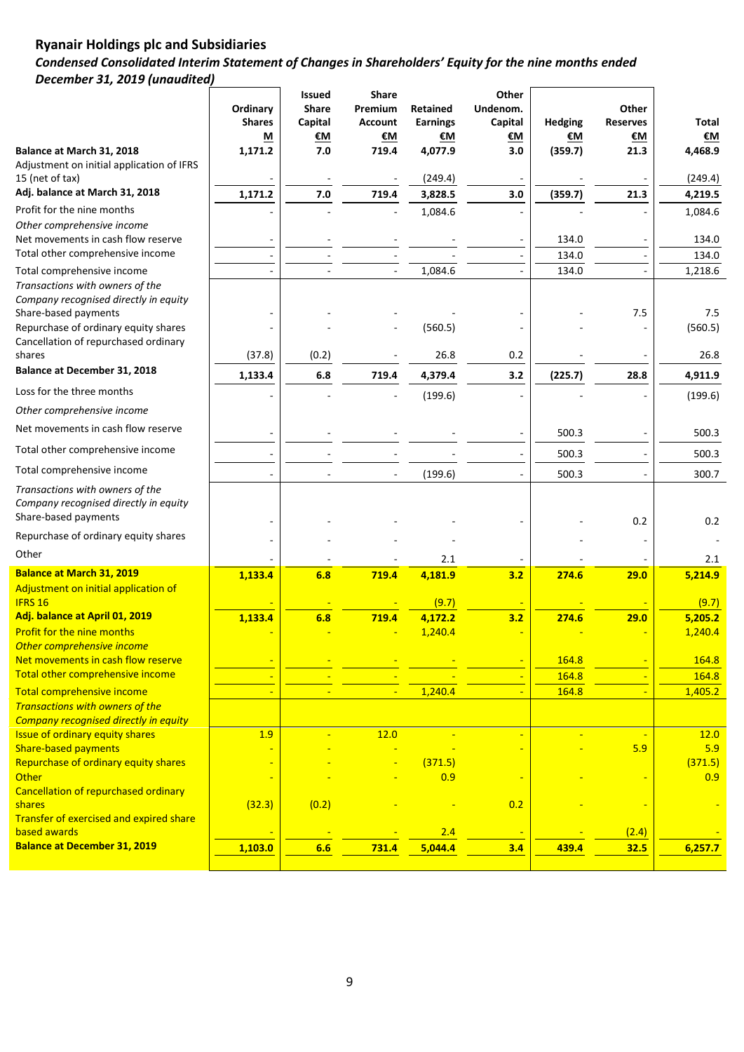## Ryanair Holdings plc and Subsidiaries

### *Condensed Consolidated Interim Statement of Changes in Shareholders' Equity for the nine months ended December 31, 2019 (unaudited)*

| | Ordinary Shares M | Issued Share Capital €M | Share Premium Account €M | Retained Earnings €M | Other Undenom. Capital €M | Hedging €M | Other Reserves €M | Total €M |
|---|---|---|---|---|---|---|---|---|
| **Balance at March 31, 2018** | **1,171.2** | **7.0** | **719.4** | **4,077.9** | **3.0** | **(359.7)** | **21.3** | **4,468.9** |
| Adjustment on initial application of IFRS 15 (net of tax) | - | - | - | (249.4) | - | - | - | (249.4) |
| **Adj. balance at March 31, 2018** | **1,171.2** | **7.0** | **719.4** | **3,828.5** | **3.0** | **(359.7)** | **21.3** | **4,219.5** |
| Profit for the nine months | - | - | - | 1,084.6 | - | - | - | 1,084.6 |
| *Other comprehensive income* | | | | | | | | |
| Net movements in cash flow reserve | - | - | - | - | - | 134.0 | - | 134.0 |
| Total other comprehensive income | - | - | - | - | - | 134.0 | - | 134.0 |
| Total comprehensive income | - | - | - | 1,084.6 | - | 134.0 | - | 1,218.6 |
| *Transactions with owners of the Company recognised directly in equity* | | | | | | | | |
| Share-based payments | - | - | - | - | - | - | 7.5 | 7.5 |
| Repurchase of ordinary equity shares | - | - | - | (560.5) | - | - | - | (560.5) |
| Cancellation of repurchased ordinary shares | (37.8) | (0.2) | - | 26.8 | 0.2 | - | - | 26.8 |
| **Balance at December 31, 2018** | **1,133.4** | **6.8** | **719.4** | **4,379.4** | **3.2** | **(225.7)** | **28.8** | **4,911.9** |
| Loss for the three months | - | - | - | (199.6) | - | - | - | (199.6) |
| *Other comprehensive income* | | | | | | | | |
| Net movements in cash flow reserve | - | - | - | - | - | 500.3 | - | 500.3 |
| Total other comprehensive income | - | - | - | - | - | 500.3 | - | 500.3 |
| Total comprehensive income | - | - | - | (199.6) | - | 500.3 | - | 300.7 |
| *Transactions with owners of the Company recognised directly in equity* | | | | | | | | |
| Share-based payments | - | - | - | - | - | - | 0.2 | 0.2 |
| Repurchase of ordinary equity shares | - | - | - | - | - | - | - | - |
| Other | - | - | - | 2.1 | - | - | - | 2.1 |
| **Balance at March 31, 2019** | **1,133.4** | **6.8** | **719.4** | **4,181.9** | **3.2** | **274.6** | **29.0** | **5,214.9** |
| Adjustment on initial application of IFRS 16 | - | - | - | (9.7) | - | - | - | (9.7) |
| **Adj. balance at April 01, 2019** | **1,133.4** | **6.8** | **719.4** | **4,172.2** | **3.2** | **274.6** | **29.0** | **5,205.2** |
| Profit for the nine months | - | - | - | 1,240.4 | - | - | - | 1,240.4 |
| *Other comprehensive income* | | | | | | | | |
| Net movements in cash flow reserve | - | - | - | - | - | 164.8 | - | 164.8 |
| Total other comprehensive income | - | - | - | - | - | 164.8 | - | 164.8 |
| Total comprehensive income | - | - | - | 1,240.4 | - | 164.8 | - | 1,405.2 |
| *Transactions with owners of the Company recognised directly in equity* | | | | | | | | |
| Issue of ordinary equity shares | 1.9 | - | 12.0 | - | - | - | - | 12.0 |
| Share-based payments | - | - | - | - | - | - | 5.9 | 5.9 |
| Repurchase of ordinary equity shares | - | - | - | (371.5) | - | - | - | (371.5) |
| Other | - | - | - | 0.9 | - | - | - | 0.9 |
| Cancellation of repurchased ordinary shares | (32.3) | (0.2) | - | - | 0.2 | - | - | - |
| Transfer of exercised and expired share based awards | - | - | - | 2.4 | - | - | (2.4) | - |
| **Balance at December 31, 2019** | **1,103.0** | **6.6** | **731.4** | **5,044.4** | **3.4** | **439.4** | **32.5** | **6,257.7** |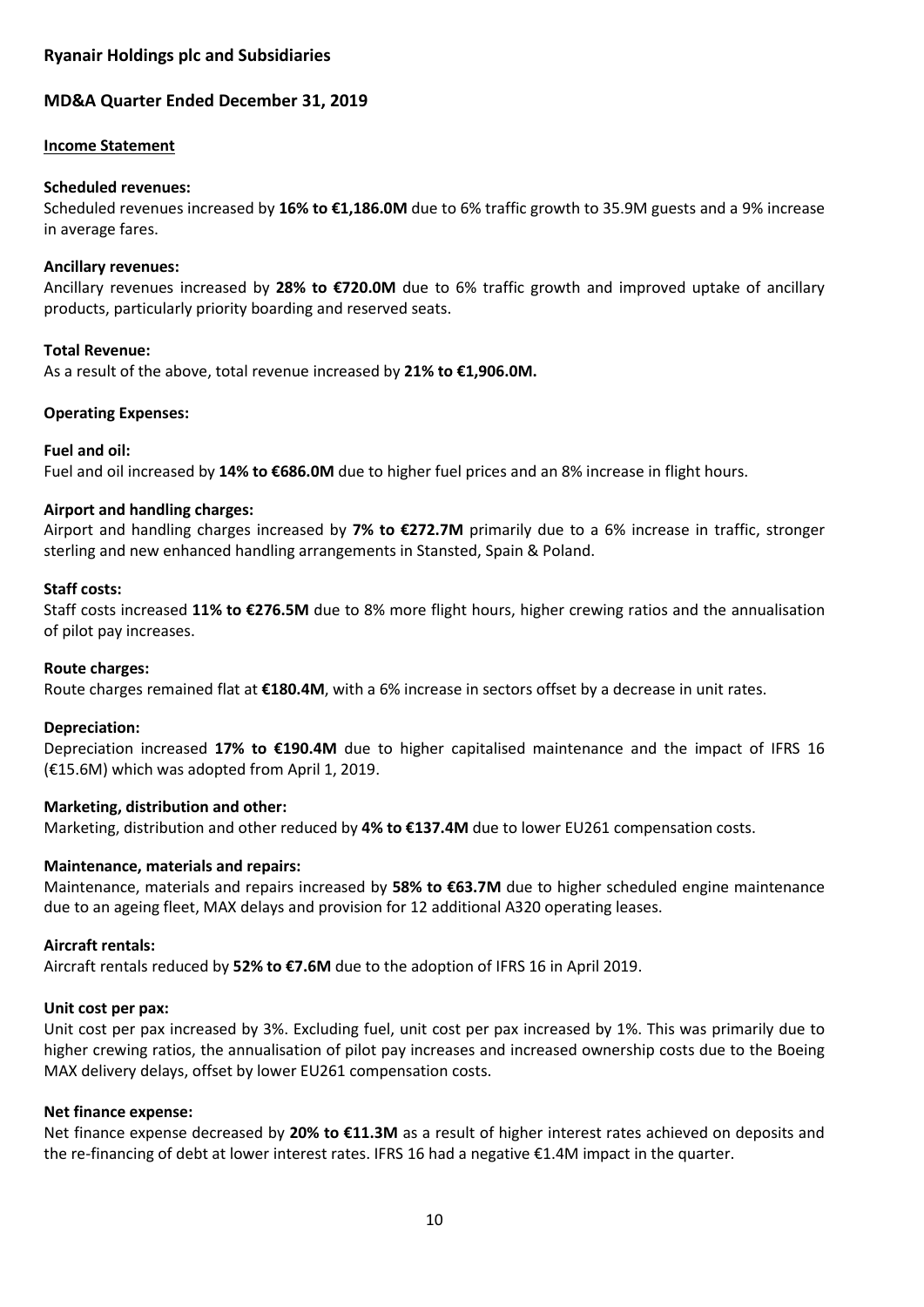## Ryanair Holdings plc and Subsidiaries

## MD&A Quarter Ended December 31, 2019

### Income Statement

**Scheduled revenues:**
Scheduled revenues increased by **16% to €1,186.0M** due to 6% traffic growth to 35.9M guests and a 9% increase in average fares.

**Ancillary revenues:**
Ancillary revenues increased by **28% to €720.0M** due to 6% traffic growth and improved uptake of ancillary products, particularly priority boarding and reserved seats.

**Total Revenue:**
As a result of the above, total revenue increased by **21% to €1,906.0M.**

**Operating Expenses:**

**Fuel and oil:**
Fuel and oil increased by **14% to €686.0M** due to higher fuel prices and an 8% increase in flight hours.

**Airport and handling charges:**
Airport and handling charges increased by **7% to €272.7M** primarily due to a 6% increase in traffic, stronger sterling and new enhanced handling arrangements in Stansted, Spain & Poland.

**Staff costs:**
Staff costs increased **11% to €276.5M** due to 8% more flight hours, higher crewing ratios and the annualisation of pilot pay increases.

**Route charges:**
Route charges remained flat at **€180.4M**, with a 6% increase in sectors offset by a decrease in unit rates.

**Depreciation:**
Depreciation increased **17% to €190.4M** due to higher capitalised maintenance and the impact of IFRS 16 (€15.6M) which was adopted from April 1, 2019.

**Marketing, distribution and other:**
Marketing, distribution and other reduced by **4% to €137.4M** due to lower EU261 compensation costs.

**Maintenance, materials and repairs:**
Maintenance, materials and repairs increased by **58% to €63.7M** due to higher scheduled engine maintenance due to an ageing fleet, MAX delays and provision for 12 additional A320 operating leases.

**Aircraft rentals:**
Aircraft rentals reduced by **52% to €7.6M** due to the adoption of IFRS 16 in April 2019.

**Unit cost per pax:**
Unit cost per pax increased by 3%. Excluding fuel, unit cost per pax increased by 1%. This was primarily due to higher crewing ratios, the annualisation of pilot pay increases and increased ownership costs due to the Boeing MAX delivery delays, offset by lower EU261 compensation costs.

**Net finance expense:**
Net finance expense decreased by **20% to €11.3M** as a result of higher interest rates achieved on deposits and the re-financing of debt at lower interest rates. IFRS 16 had a negative €1.4M impact in the quarter.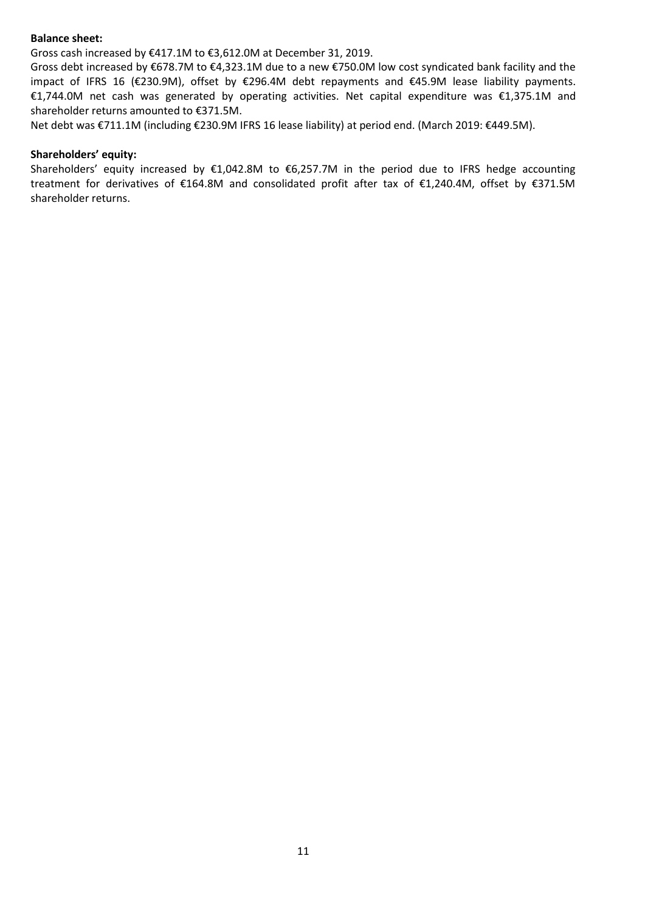**Balance sheet:**

Gross cash increased by €417.1M to €3,612.0M at December 31, 2019.

Gross debt increased by €678.7M to €4,323.1M due to a new €750.0M low cost syndicated bank facility and the impact of IFRS 16 (€230.9M), offset by €296.4M debt repayments and €45.9M lease liability payments. €1,744.0M net cash was generated by operating activities. Net capital expenditure was €1,375.1M and shareholder returns amounted to €371.5M.

Net debt was €711.1M (including €230.9M IFRS 16 lease liability) at period end. (March 2019: €449.5M).

**Shareholders' equity:**

Shareholders' equity increased by €1,042.8M to €6,257.7M in the period due to IFRS hedge accounting treatment for derivatives of €164.8M and consolidated profit after tax of €1,240.4M, offset by €371.5M shareholder returns.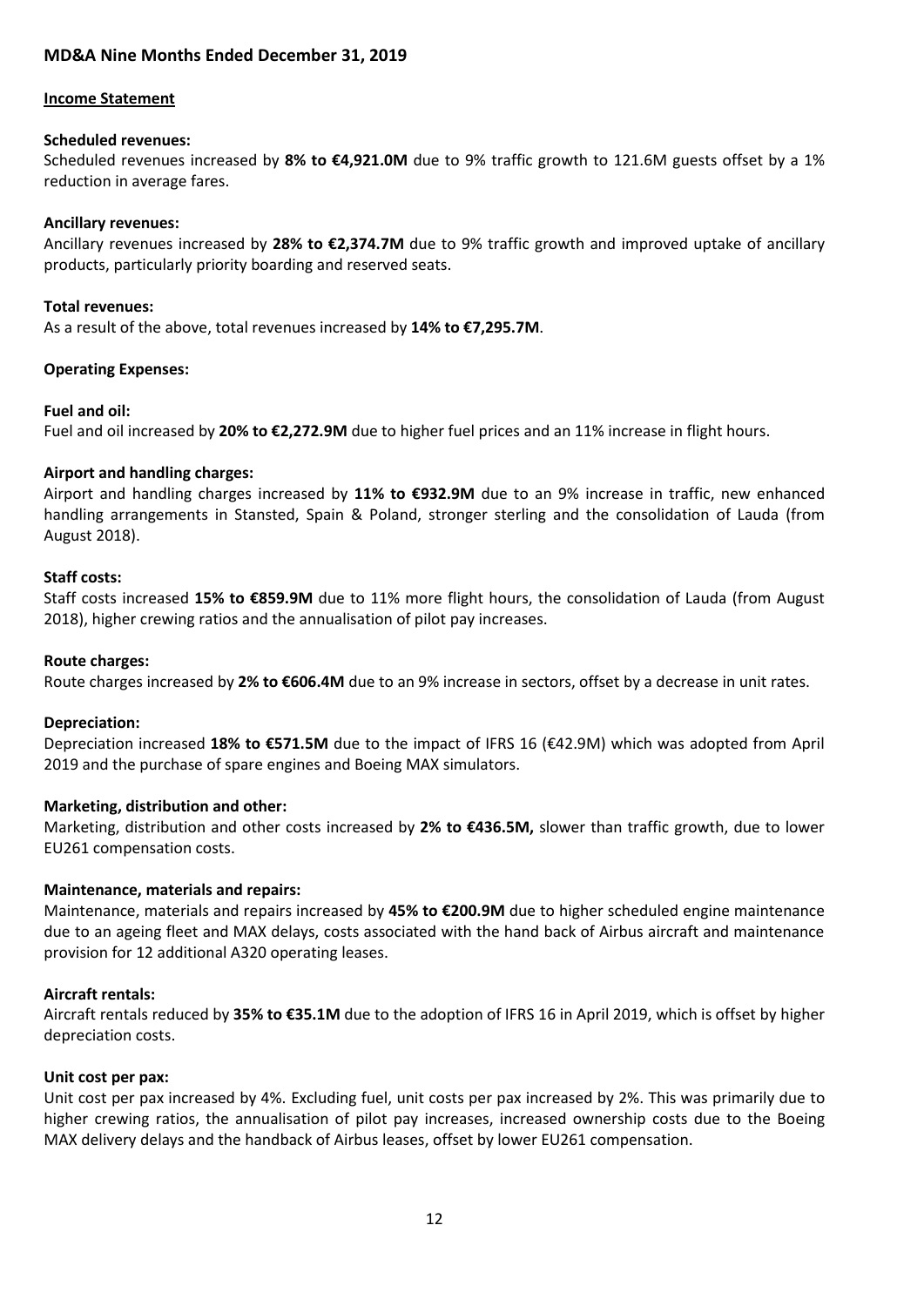## MD&A Nine Months Ended December 31, 2019

### Income Statement

**Scheduled revenues:**
Scheduled revenues increased by **8% to €4,921.0M** due to 9% traffic growth to 121.6M guests offset by a 1% reduction in average fares.

**Ancillary revenues:**
Ancillary revenues increased by **28% to €2,374.7M** due to 9% traffic growth and improved uptake of ancillary products, particularly priority boarding and reserved seats.

**Total revenues:**
As a result of the above, total revenues increased by **14% to €7,295.7M**.

**Operating Expenses:**

**Fuel and oil:**
Fuel and oil increased by **20% to €2,272.9M** due to higher fuel prices and an 11% increase in flight hours.

**Airport and handling charges:**
Airport and handling charges increased by **11% to €932.9M** due to an 9% increase in traffic, new enhanced handling arrangements in Stansted, Spain & Poland, stronger sterling and the consolidation of Lauda (from August 2018).

**Staff costs:**
Staff costs increased **15% to €859.9M** due to 11% more flight hours, the consolidation of Lauda (from August 2018), higher crewing ratios and the annualisation of pilot pay increases.

**Route charges:**
Route charges increased by **2% to €606.4M** due to an 9% increase in sectors, offset by a decrease in unit rates.

**Depreciation:**
Depreciation increased **18% to €571.5M** due to the impact of IFRS 16 (€42.9M) which was adopted from April 2019 and the purchase of spare engines and Boeing MAX simulators.

**Marketing, distribution and other:**
Marketing, distribution and other costs increased by **2% to €436.5M,** slower than traffic growth, due to lower EU261 compensation costs.

**Maintenance, materials and repairs:**
Maintenance, materials and repairs increased by **45% to €200.9M** due to higher scheduled engine maintenance due to an ageing fleet and MAX delays, costs associated with the hand back of Airbus aircraft and maintenance provision for 12 additional A320 operating leases.

**Aircraft rentals:**
Aircraft rentals reduced by **35% to €35.1M** due to the adoption of IFRS 16 in April 2019, which is offset by higher depreciation costs.

**Unit cost per pax:**
Unit cost per pax increased by 4%. Excluding fuel, unit costs per pax increased by 2%. This was primarily due to higher crewing ratios, the annualisation of pilot pay increases, increased ownership costs due to the Boeing MAX delivery delays and the handback of Airbus leases, offset by lower EU261 compensation.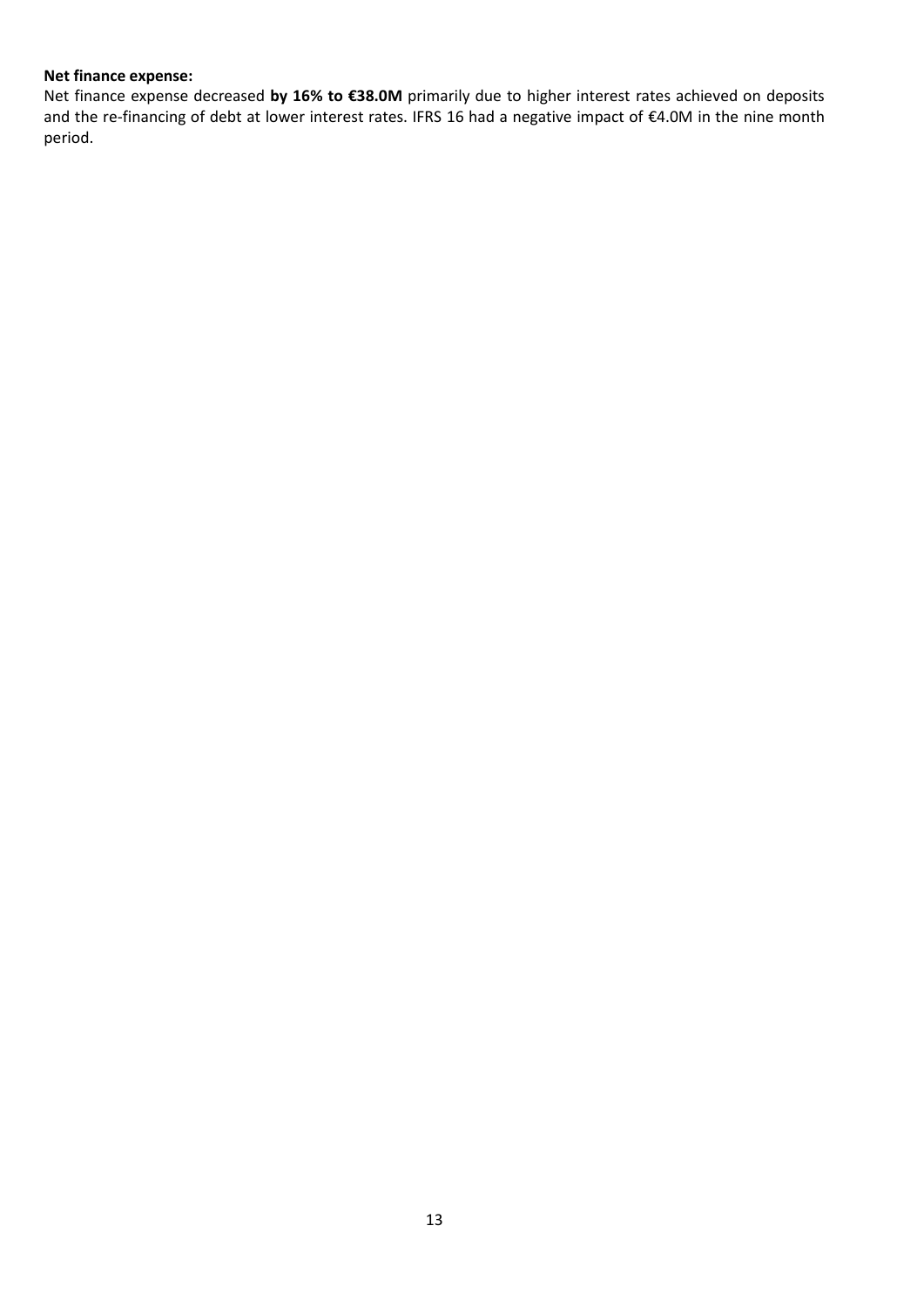**Net finance expense:**

Net finance expense decreased **by 16% to €38.0M** primarily due to higher interest rates achieved on deposits and the re-financing of debt at lower interest rates. IFRS 16 had a negative impact of €4.0M in the nine month period.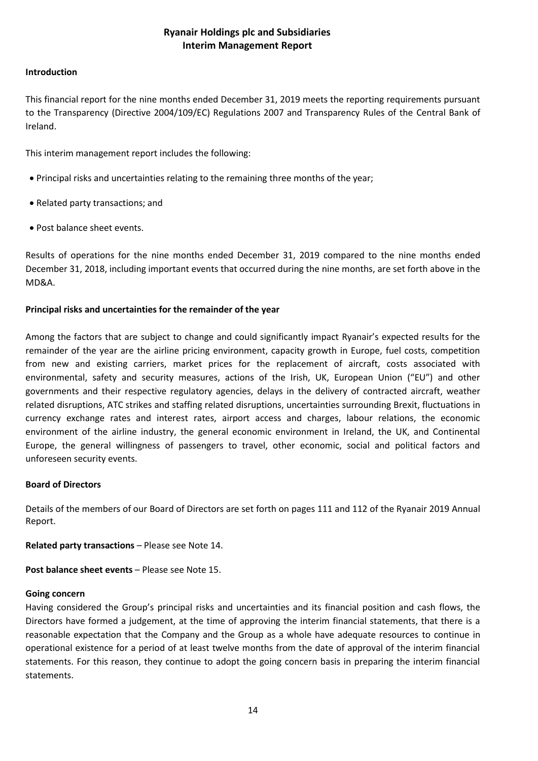# Ryanair Holdings plc and Subsidiaries
## Interim Management Report

### Introduction

This financial report for the nine months ended December 31, 2019 meets the reporting requirements pursuant to the Transparency (Directive 2004/109/EC) Regulations 2007 and Transparency Rules of the Central Bank of Ireland.

This interim management report includes the following:

- Principal risks and uncertainties relating to the remaining three months of the year;
- Related party transactions; and
- Post balance sheet events.

Results of operations for the nine months ended December 31, 2019 compared to the nine months ended December 31, 2018, including important events that occurred during the nine months, are set forth above in the MD&A.

### Principal risks and uncertainties for the remainder of the year

Among the factors that are subject to change and could significantly impact Ryanair's expected results for the remainder of the year are the airline pricing environment, capacity growth in Europe, fuel costs, competition from new and existing carriers, market prices for the replacement of aircraft, costs associated with environmental, safety and security measures, actions of the Irish, UK, European Union ("EU") and other governments and their respective regulatory agencies, delays in the delivery of contracted aircraft, weather related disruptions, ATC strikes and staffing related disruptions, uncertainties surrounding Brexit, fluctuations in currency exchange rates and interest rates, airport access and charges, labour relations, the economic environment of the airline industry, the general economic environment in Ireland, the UK, and Continental Europe, the general willingness of passengers to travel, other economic, social and political factors and unforeseen security events.

### Board of Directors

Details of the members of our Board of Directors are set forth on pages 111 and 112 of the Ryanair 2019 Annual Report.

**Related party transactions** – Please see Note 14.

**Post balance sheet events** – Please see Note 15.

### Going concern

Having considered the Group's principal risks and uncertainties and its financial position and cash flows, the Directors have formed a judgement, at the time of approving the interim financial statements, that there is a reasonable expectation that the Company and the Group as a whole have adequate resources to continue in operational existence for a period of at least twelve months from the date of approval of the interim financial statements. For this reason, they continue to adopt the going concern basis in preparing the interim financial statements.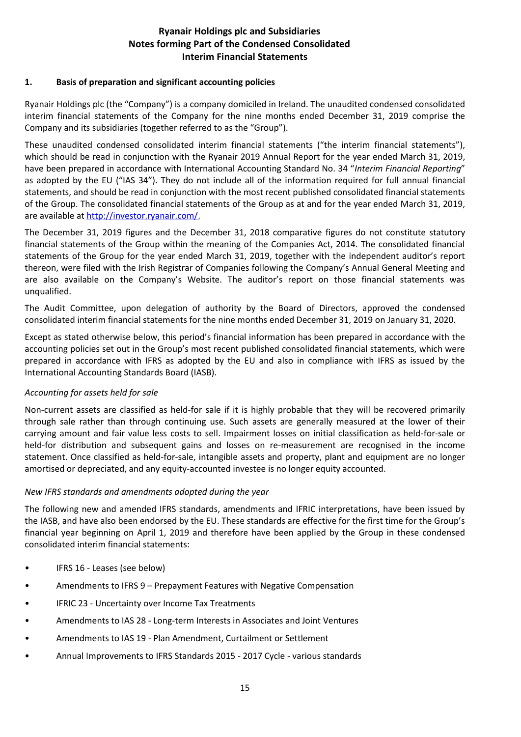# Ryanair Holdings plc and Subsidiaries
# Notes forming Part of the Condensed Consolidated Interim Financial Statements

## 1. Basis of preparation and significant accounting policies

Ryanair Holdings plc (the "Company") is a company domiciled in Ireland. The unaudited condensed consolidated interim financial statements of the Company for the nine months ended December 31, 2019 comprise the Company and its subsidiaries (together referred to as the "Group").

These unaudited condensed consolidated interim financial statements ("the interim financial statements"), which should be read in conjunction with the Ryanair 2019 Annual Report for the year ended March 31, 2019, have been prepared in accordance with International Accounting Standard No. 34 "*Interim Financial Reporting*" as adopted by the EU ("IAS 34"). They do not include all of the information required for full annual financial statements, and should be read in conjunction with the most recent published consolidated financial statements of the Group. The consolidated financial statements of the Group as at and for the year ended March 31, 2019, are available at http://investor.ryanair.com/.

The December 31, 2019 figures and the December 31, 2018 comparative figures do not constitute statutory financial statements of the Group within the meaning of the Companies Act, 2014. The consolidated financial statements of the Group for the year ended March 31, 2019, together with the independent auditor's report thereon, were filed with the Irish Registrar of Companies following the Company's Annual General Meeting and are also available on the Company's Website. The auditor's report on those financial statements was unqualified.

The Audit Committee, upon delegation of authority by the Board of Directors, approved the condensed consolidated interim financial statements for the nine months ended December 31, 2019 on January 31, 2020.

Except as stated otherwise below, this period's financial information has been prepared in accordance with the accounting policies set out in the Group's most recent published consolidated financial statements, which were prepared in accordance with IFRS as adopted by the EU and also in compliance with IFRS as issued by the International Accounting Standards Board (IASB).

*Accounting for assets held for sale*

Non-current assets are classified as held-for sale if it is highly probable that they will be recovered primarily through sale rather than through continuing use. Such assets are generally measured at the lower of their carrying amount and fair value less costs to sell. Impairment losses on initial classification as held-for-sale or held-for distribution and subsequent gains and losses on re-measurement are recognised in the income statement. Once classified as held-for-sale, intangible assets and property, plant and equipment are no longer amortised or depreciated, and any equity-accounted investee is no longer equity accounted.

*New IFRS standards and amendments adopted during the year*

The following new and amended IFRS standards, amendments and IFRIC interpretations, have been issued by the IASB, and have also been endorsed by the EU. These standards are effective for the first time for the Group's financial year beginning on April 1, 2019 and therefore have been applied by the Group in these condensed consolidated interim financial statements:

- IFRS 16 - Leases (see below)
- Amendments to IFRS 9 – Prepayment Features with Negative Compensation
- IFRIC 23 - Uncertainty over Income Tax Treatments
- Amendments to IAS 28 - Long-term Interests in Associates and Joint Ventures
- Amendments to IAS 19 - Plan Amendment, Curtailment or Settlement
- Annual Improvements to IFRS Standards 2015 - 2017 Cycle - various standards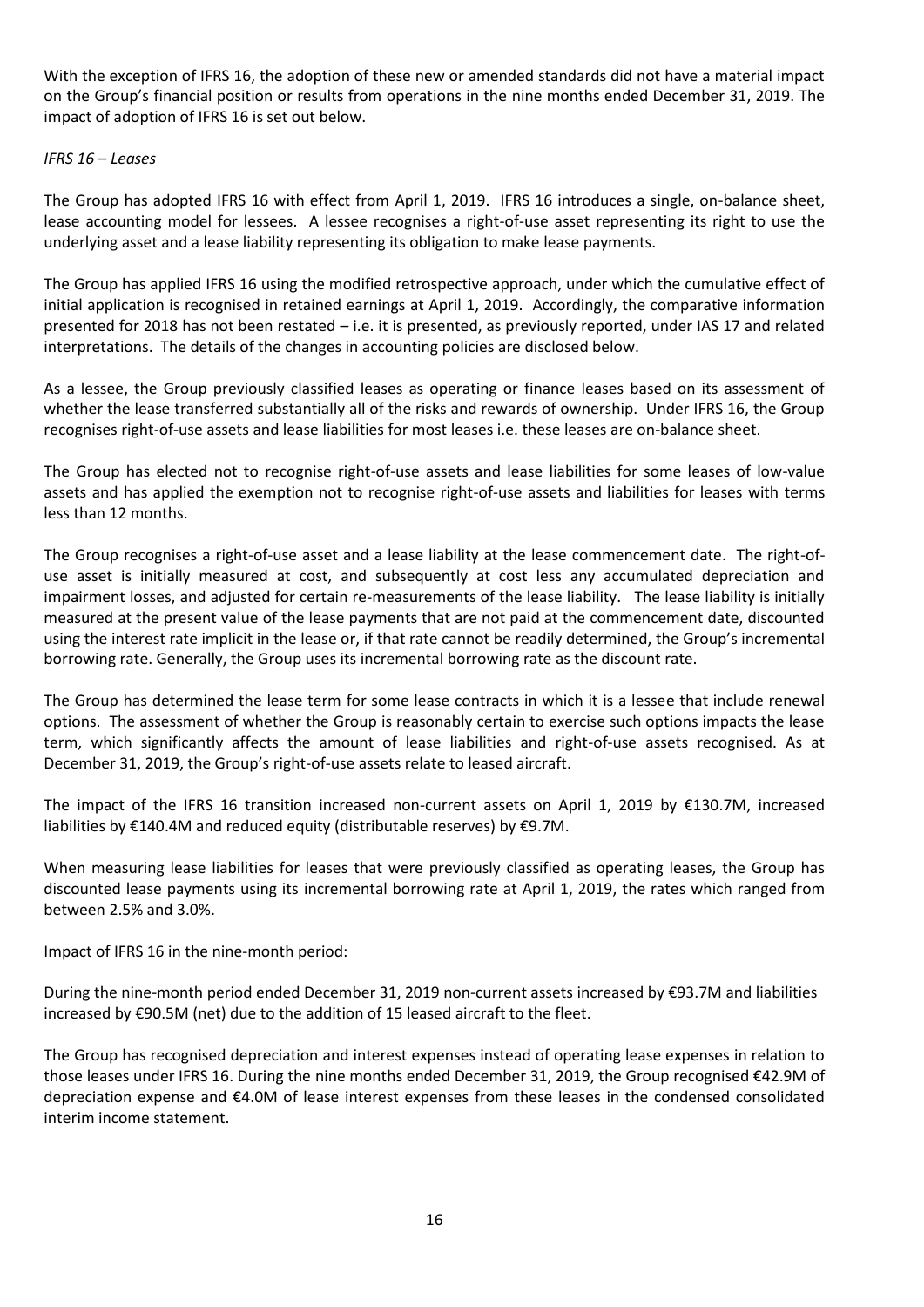With the exception of IFRS 16, the adoption of these new or amended standards did not have a material impact on the Group's financial position or results from operations in the nine months ended December 31, 2019. The impact of adoption of IFRS 16 is set out below.

*IFRS 16 – Leases*

The Group has adopted IFRS 16 with effect from April 1, 2019. IFRS 16 introduces a single, on-balance sheet, lease accounting model for lessees. A lessee recognises a right-of-use asset representing its right to use the underlying asset and a lease liability representing its obligation to make lease payments.

The Group has applied IFRS 16 using the modified retrospective approach, under which the cumulative effect of initial application is recognised in retained earnings at April 1, 2019. Accordingly, the comparative information presented for 2018 has not been restated – i.e. it is presented, as previously reported, under IAS 17 and related interpretations. The details of the changes in accounting policies are disclosed below.

As a lessee, the Group previously classified leases as operating or finance leases based on its assessment of whether the lease transferred substantially all of the risks and rewards of ownership. Under IFRS 16, the Group recognises right-of-use assets and lease liabilities for most leases i.e. these leases are on-balance sheet.

The Group has elected not to recognise right-of-use assets and lease liabilities for some leases of low-value assets and has applied the exemption not to recognise right-of-use assets and liabilities for leases with terms less than 12 months.

The Group recognises a right-of-use asset and a lease liability at the lease commencement date. The right-of-use asset is initially measured at cost, and subsequently at cost less any accumulated depreciation and impairment losses, and adjusted for certain re-measurements of the lease liability. The lease liability is initially measured at the present value of the lease payments that are not paid at the commencement date, discounted using the interest rate implicit in the lease or, if that rate cannot be readily determined, the Group's incremental borrowing rate. Generally, the Group uses its incremental borrowing rate as the discount rate.

The Group has determined the lease term for some lease contracts in which it is a lessee that include renewal options. The assessment of whether the Group is reasonably certain to exercise such options impacts the lease term, which significantly affects the amount of lease liabilities and right-of-use assets recognised. As at December 31, 2019, the Group's right-of-use assets relate to leased aircraft.

The impact of the IFRS 16 transition increased non-current assets on April 1, 2019 by €130.7M, increased liabilities by €140.4M and reduced equity (distributable reserves) by €9.7M.

When measuring lease liabilities for leases that were previously classified as operating leases, the Group has discounted lease payments using its incremental borrowing rate at April 1, 2019, the rates which ranged from between 2.5% and 3.0%.

Impact of IFRS 16 in the nine-month period:

During the nine-month period ended December 31, 2019 non-current assets increased by €93.7M and liabilities increased by €90.5M (net) due to the addition of 15 leased aircraft to the fleet.

The Group has recognised depreciation and interest expenses instead of operating lease expenses in relation to those leases under IFRS 16. During the nine months ended December 31, 2019, the Group recognised €42.9M of depreciation expense and €4.0M of lease interest expenses from these leases in the condensed consolidated interim income statement.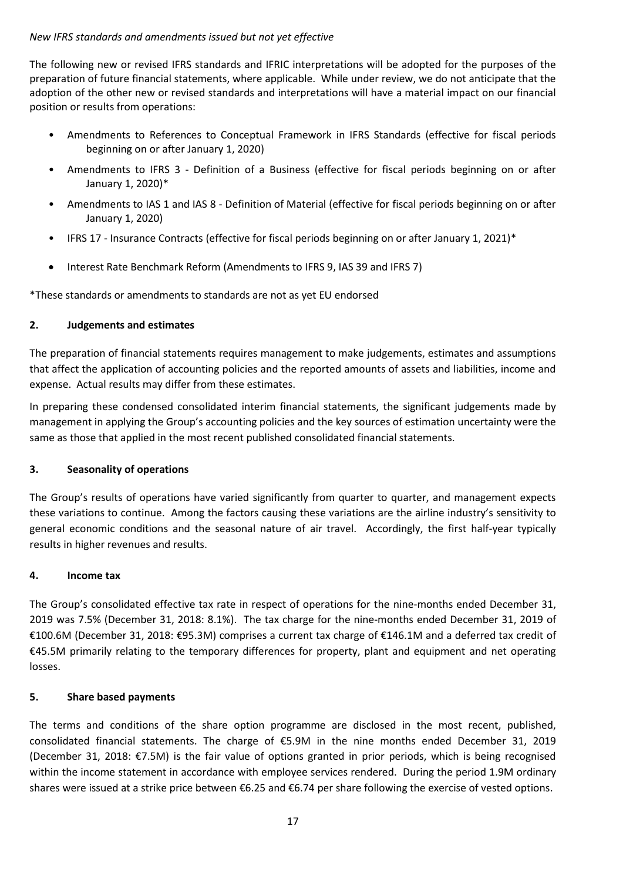*New IFRS standards and amendments issued but not yet effective*

The following new or revised IFRS standards and IFRIC interpretations will be adopted for the purposes of the preparation of future financial statements, where applicable. While under review, we do not anticipate that the adoption of the other new or revised standards and interpretations will have a material impact on our financial position or results from operations:

- Amendments to References to Conceptual Framework in IFRS Standards (effective for fiscal periods beginning on or after January 1, 2020)
- Amendments to IFRS 3 - Definition of a Business (effective for fiscal periods beginning on or after January 1, 2020)*
- Amendments to IAS 1 and IAS 8 - Definition of Material (effective for fiscal periods beginning on or after January 1, 2020)
- IFRS 17 - Insurance Contracts (effective for fiscal periods beginning on or after January 1, 2021)*
- Interest Rate Benchmark Reform (Amendments to IFRS 9, IAS 39 and IFRS 7)

*These standards or amendments to standards are not as yet EU endorsed

## 2. Judgements and estimates

The preparation of financial statements requires management to make judgements, estimates and assumptions that affect the application of accounting policies and the reported amounts of assets and liabilities, income and expense. Actual results may differ from these estimates.

In preparing these condensed consolidated interim financial statements, the significant judgements made by management in applying the Group's accounting policies and the key sources of estimation uncertainty were the same as those that applied in the most recent published consolidated financial statements.

## 3. Seasonality of operations

The Group's results of operations have varied significantly from quarter to quarter, and management expects these variations to continue. Among the factors causing these variations are the airline industry's sensitivity to general economic conditions and the seasonal nature of air travel. Accordingly, the first half-year typically results in higher revenues and results.

## 4. Income tax

The Group's consolidated effective tax rate in respect of operations for the nine-months ended December 31, 2019 was 7.5% (December 31, 2018: 8.1%). The tax charge for the nine-months ended December 31, 2019 of €100.6M (December 31, 2018: €95.3M) comprises a current tax charge of €146.1M and a deferred tax credit of €45.5M primarily relating to the temporary differences for property, plant and equipment and net operating losses.

## 5. Share based payments

The terms and conditions of the share option programme are disclosed in the most recent, published, consolidated financial statements. The charge of €5.9M in the nine months ended December 31, 2019 (December 31, 2018: €7.5M) is the fair value of options granted in prior periods, which is being recognised within the income statement in accordance with employee services rendered. During the period 1.9M ordinary shares were issued at a strike price between €6.25 and €6.74 per share following the exercise of vested options.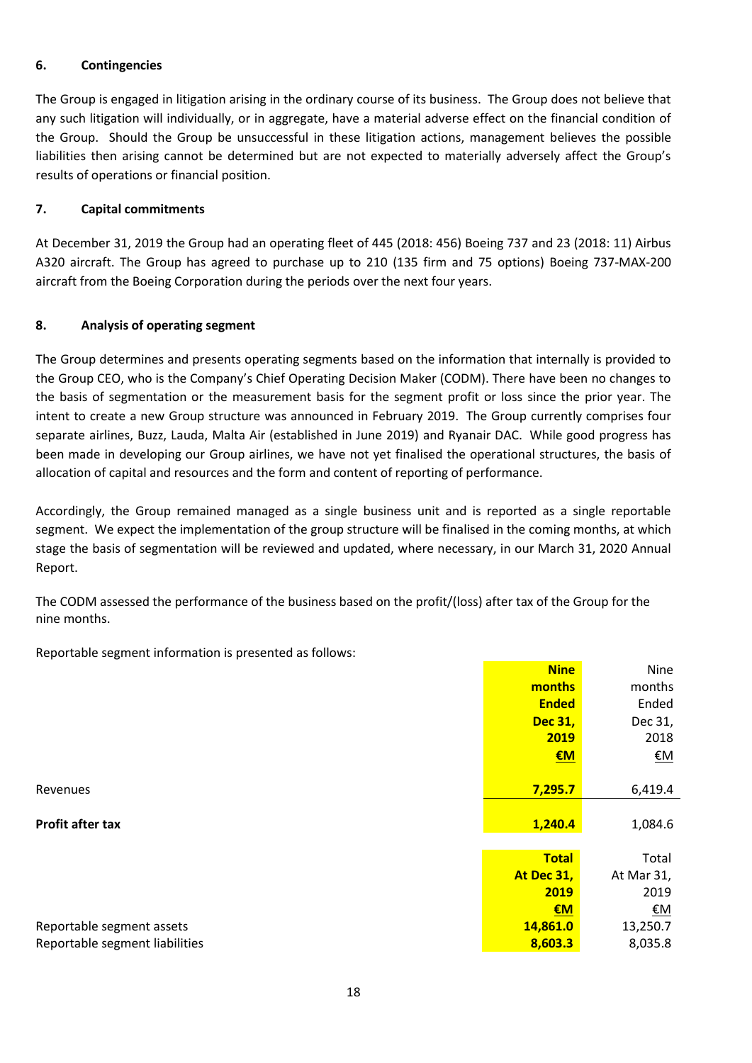## 6. Contingencies

The Group is engaged in litigation arising in the ordinary course of its business. The Group does not believe that any such litigation will individually, or in aggregate, have a material adverse effect on the financial condition of the Group. Should the Group be unsuccessful in these litigation actions, management believes the possible liabilities then arising cannot be determined but are not expected to materially adversely affect the Group's results of operations or financial position.

## 7. Capital commitments

At December 31, 2019 the Group had an operating fleet of 445 (2018: 456) Boeing 737 and 23 (2018: 11) Airbus A320 aircraft. The Group has agreed to purchase up to 210 (135 firm and 75 options) Boeing 737-MAX-200 aircraft from the Boeing Corporation during the periods over the next four years.

## 8. Analysis of operating segment

The Group determines and presents operating segments based on the information that internally is provided to the Group CEO, who is the Company's Chief Operating Decision Maker (CODM). There have been no changes to the basis of segmentation or the measurement basis for the segment profit or loss since the prior year. The intent to create a new Group structure was announced in February 2019. The Group currently comprises four separate airlines, Buzz, Lauda, Malta Air (established in June 2019) and Ryanair DAC. While good progress has been made in developing our Group airlines, we have not yet finalised the operational structures, the basis of allocation of capital and resources and the form and content of reporting of performance.

Accordingly, the Group remained managed as a single business unit and is reported as a single reportable segment. We expect the implementation of the group structure will be finalised in the coming months, at which stage the basis of segmentation will be reviewed and updated, where necessary, in our March 31, 2020 Annual Report.

The CODM assessed the performance of the business based on the profit/(loss) after tax of the Group for the nine months.

Reportable segment information is presented as follows:

| | **Nine months Ended Dec 31, 2019 €M** | Nine months Ended Dec 31, 2018 €M |
|---|---|---|
| Revenues | **7,295.7** | 6,419.4 |
| **Profit after tax** | **1,240.4** | 1,084.6 |

| | **Total At Dec 31, 2019 €M** | Total At Mar 31, 2019 €M |
|---|---|---|
| Reportable segment assets | **14,861.0** | 13,250.7 |
| Reportable segment liabilities | **8,603.3** | 8,035.8 |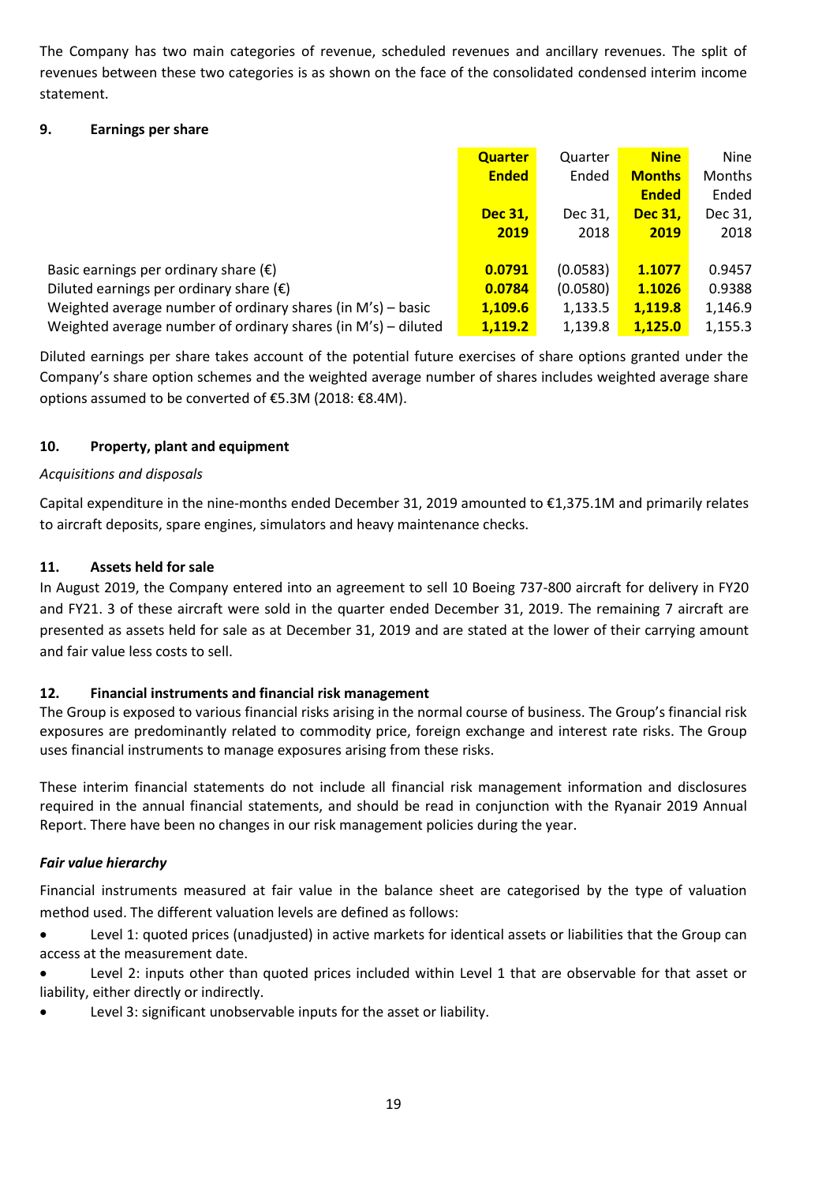The Company has two main categories of revenue, scheduled revenues and ancillary revenues. The split of revenues between these two categories is as shown on the face of the consolidated condensed interim income statement.

## 9. Earnings per share

| | **Quarter Ended Dec 31, 2019** | Quarter Ended Dec 31, 2018 | **Nine Months Ended Dec 31, 2019** | Nine Months Ended Dec 31, 2018 |
|---|---|---|---|---|
| Basic earnings per ordinary share (€) | **0.0791** | (0.0583) | **1.1077** | 0.9457 |
| Diluted earnings per ordinary share (€) | **0.0784** | (0.0580) | **1.1026** | 0.9388 |
| Weighted average number of ordinary shares (in M's) – basic | **1,109.6** | 1,133.5 | **1,119.8** | 1,146.9 |
| Weighted average number of ordinary shares (in M's) – diluted | **1,119.2** | 1,139.8 | **1,125.0** | 1,155.3 |

Diluted earnings per share takes account of the potential future exercises of share options granted under the Company's share option schemes and the weighted average number of shares includes weighted average share options assumed to be converted of €5.3M (2018: €8.4M).

## 10. Property, plant and equipment

*Acquisitions and disposals*

Capital expenditure in the nine-months ended December 31, 2019 amounted to €1,375.1M and primarily relates to aircraft deposits, spare engines, simulators and heavy maintenance checks.

## 11. Assets held for sale

In August 2019, the Company entered into an agreement to sell 10 Boeing 737-800 aircraft for delivery in FY20 and FY21. 3 of these aircraft were sold in the quarter ended December 31, 2019. The remaining 7 aircraft are presented as assets held for sale as at December 31, 2019 and are stated at the lower of their carrying amount and fair value less costs to sell.

## 12. Financial instruments and financial risk management

The Group is exposed to various financial risks arising in the normal course of business. The Group's financial risk exposures are predominantly related to commodity price, foreign exchange and interest rate risks. The Group uses financial instruments to manage exposures arising from these risks.

These interim financial statements do not include all financial risk management information and disclosures required in the annual financial statements, and should be read in conjunction with the Ryanair 2019 Annual Report. There have been no changes in our risk management policies during the year.

***Fair value hierarchy***

Financial instruments measured at fair value in the balance sheet are categorised by the type of valuation method used. The different valuation levels are defined as follows:

- Level 1: quoted prices (unadjusted) in active markets for identical assets or liabilities that the Group can access at the measurement date.
- Level 2: inputs other than quoted prices included within Level 1 that are observable for that asset or liability, either directly or indirectly.
- Level 3: significant unobservable inputs for the asset or liability.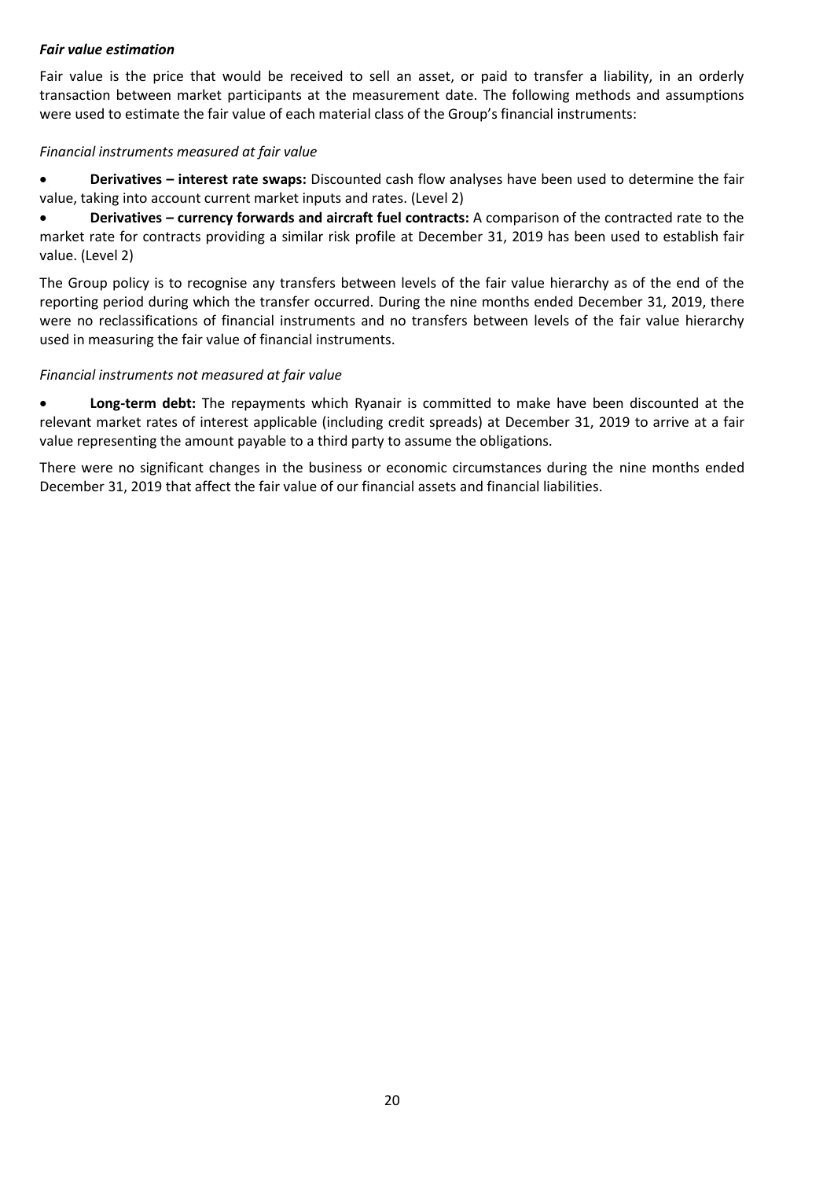***Fair value estimation***

Fair value is the price that would be received to sell an asset, or paid to transfer a liability, in an orderly transaction between market participants at the measurement date. The following methods and assumptions were used to estimate the fair value of each material class of the Group's financial instruments:

*Financial instruments measured at fair value*

- **Derivatives – interest rate swaps:** Discounted cash flow analyses have been used to determine the fair value, taking into account current market inputs and rates. (Level 2)
- **Derivatives – currency forwards and aircraft fuel contracts:** A comparison of the contracted rate to the market rate for contracts providing a similar risk profile at December 31, 2019 has been used to establish fair value. (Level 2)

The Group policy is to recognise any transfers between levels of the fair value hierarchy as of the end of the reporting period during which the transfer occurred. During the nine months ended December 31, 2019, there were no reclassifications of financial instruments and no transfers between levels of the fair value hierarchy used in measuring the fair value of financial instruments.

*Financial instruments not measured at fair value*

- **Long-term debt:** The repayments which Ryanair is committed to make have been discounted at the relevant market rates of interest applicable (including credit spreads) at December 31, 2019 to arrive at a fair value representing the amount payable to a third party to assume the obligations.

There were no significant changes in the business or economic circumstances during the nine months ended December 31, 2019 that affect the fair value of our financial assets and financial liabilities.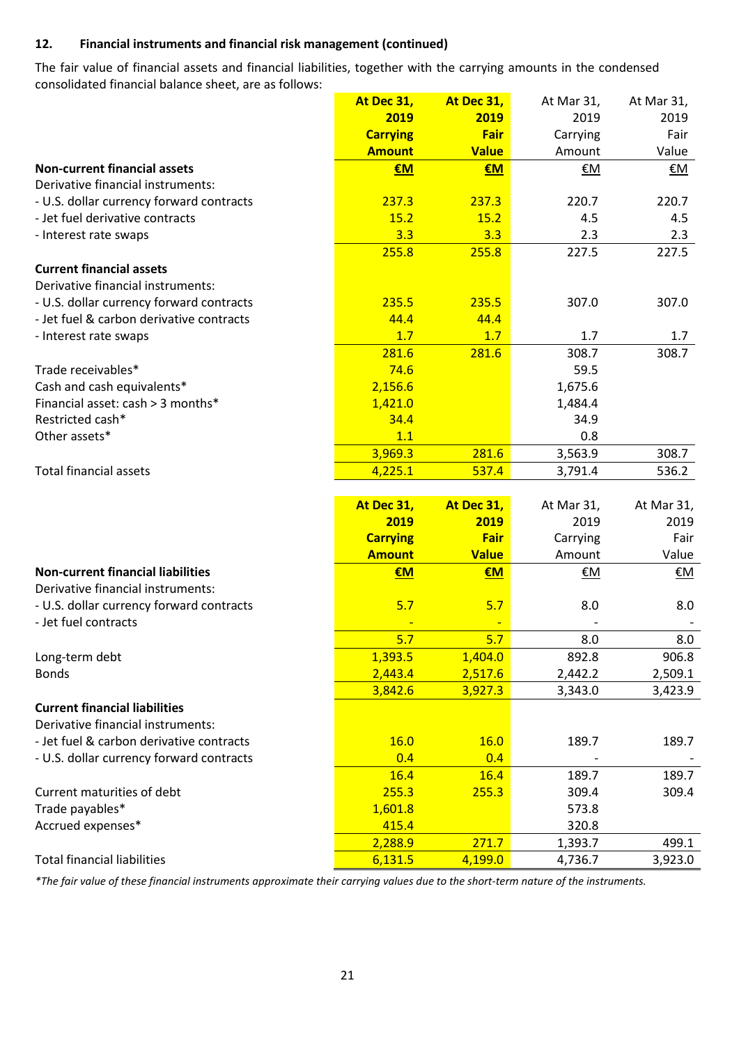### 12. Financial instruments and financial risk management (continued)

The fair value of financial assets and financial liabilities, together with the carrying amounts in the condensed consolidated financial balance sheet, are as follows:

| | At Dec 31, 2019 Carrying Amount | At Dec 31, 2019 Fair Value | At Mar 31, 2019 Carrying Amount | At Mar 31, 2019 Fair Value |
|---|---|---|---|---|
| **Non-current financial assets** | €M | €M | €M | €M |
| Derivative financial instruments: | | | | |
| - U.S. dollar currency forward contracts | 237.3 | 237.3 | 220.7 | 220.7 |
| - Jet fuel derivative contracts | 15.2 | 15.2 | 4.5 | 4.5 |
| - Interest rate swaps | 3.3 | 3.3 | 2.3 | 2.3 |
| | 255.8 | 255.8 | 227.5 | 227.5 |
| **Current financial assets** | | | | |
| Derivative financial instruments: | | | | |
| - U.S. dollar currency forward contracts | 235.5 | 235.5 | 307.0 | 307.0 |
| - Jet fuel & carbon derivative contracts | 44.4 | 44.4 | | |
| - Interest rate swaps | 1.7 | 1.7 | 1.7 | 1.7 |
| | 281.6 | 281.6 | 308.7 | 308.7 |
| Trade receivables* | 74.6 | | 59.5 | |
| Cash and cash equivalents* | 2,156.6 | | 1,675.6 | |
| Financial asset: cash > 3 months* | 1,421.0 | | 1,484.4 | |
| Restricted cash* | 34.4 | | 34.9 | |
| Other assets* | 1.1 | | 0.8 | |
| | 3,969.3 | 281.6 | 3,563.9 | 308.7 |
| Total financial assets | 4,225.1 | 537.4 | 3,791.4 | 536.2 |

| | At Dec 31, 2019 Carrying Amount | At Dec 31, 2019 Fair Value | At Mar 31, 2019 Carrying Amount | At Mar 31, 2019 Fair Value |
|---|---|---|---|---|
| **Non-current financial liabilities** | €M | €M | €M | €M |
| Derivative financial instruments: | | | | |
| - U.S. dollar currency forward contracts | 5.7 | 5.7 | 8.0 | 8.0 |
| - Jet fuel contracts | - | - | - | - |
| | 5.7 | 5.7 | 8.0 | 8.0 |
| Long-term debt | 1,393.5 | 1,404.0 | 892.8 | 906.8 |
| Bonds | 2,443.4 | 2,517.6 | 2,442.2 | 2,509.1 |
| | 3,842.6 | 3,927.3 | 3,343.0 | 3,423.9 |
| **Current financial liabilities** | | | | |
| Derivative financial instruments: | | | | |
| - Jet fuel & carbon derivative contracts | 16.0 | 16.0 | 189.7 | 189.7 |
| - U.S. dollar currency forward contracts | 0.4 | 0.4 | - | - |
| | 16.4 | 16.4 | 189.7 | 189.7 |
| Current maturities of debt | 255.3 | 255.3 | 309.4 | 309.4 |
| Trade payables* | 1,601.8 | | 573.8 | |
| Accrued expenses* | 415.4 | | 320.8 | |
| | 2,288.9 | 271.7 | 1,393.7 | 499.1 |
| Total financial liabilities | 6,131.5 | 4,199.0 | 4,736.7 | 3,923.0 |

*\*The fair value of these financial instruments approximate their carrying values due to the short-term nature of the instruments.*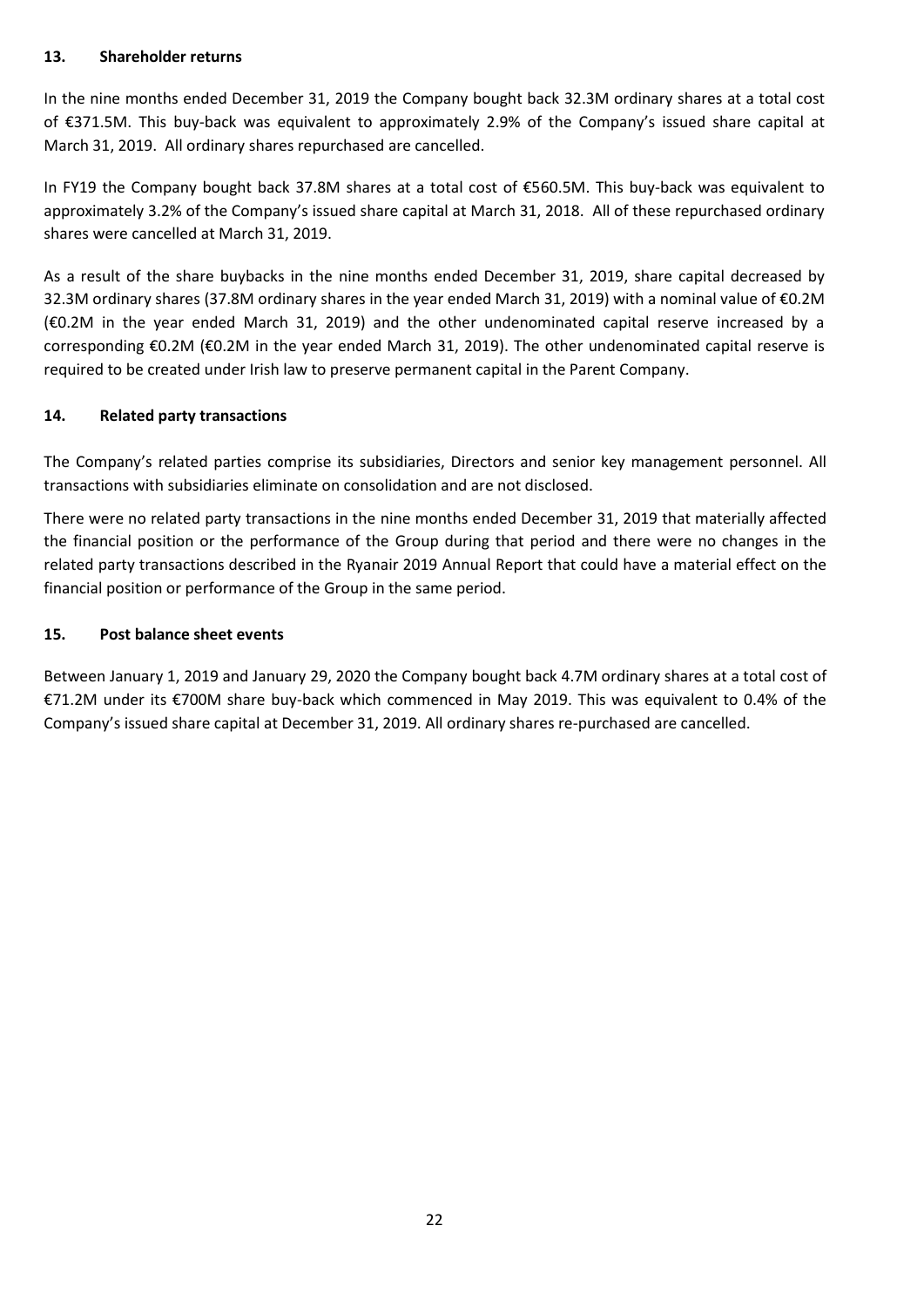## 13. Shareholder returns

In the nine months ended December 31, 2019 the Company bought back 32.3M ordinary shares at a total cost of €371.5M. This buy-back was equivalent to approximately 2.9% of the Company's issued share capital at March 31, 2019. All ordinary shares repurchased are cancelled.

In FY19 the Company bought back 37.8M shares at a total cost of €560.5M. This buy-back was equivalent to approximately 3.2% of the Company's issued share capital at March 31, 2018. All of these repurchased ordinary shares were cancelled at March 31, 2019.

As a result of the share buybacks in the nine months ended December 31, 2019, share capital decreased by 32.3M ordinary shares (37.8M ordinary shares in the year ended March 31, 2019) with a nominal value of €0.2M (€0.2M in the year ended March 31, 2019) and the other undenominated capital reserve increased by a corresponding €0.2M (€0.2M in the year ended March 31, 2019). The other undenominated capital reserve is required to be created under Irish law to preserve permanent capital in the Parent Company.

## 14. Related party transactions

The Company's related parties comprise its subsidiaries, Directors and senior key management personnel. All transactions with subsidiaries eliminate on consolidation and are not disclosed.

There were no related party transactions in the nine months ended December 31, 2019 that materially affected the financial position or the performance of the Group during that period and there were no changes in the related party transactions described in the Ryanair 2019 Annual Report that could have a material effect on the financial position or performance of the Group in the same period.

## 15. Post balance sheet events

Between January 1, 2019 and January 29, 2020 the Company bought back 4.7M ordinary shares at a total cost of €71.2M under its €700M share buy-back which commenced in May 2019. This was equivalent to 0.4% of the Company's issued share capital at December 31, 2019. All ordinary shares re-purchased are cancelled.